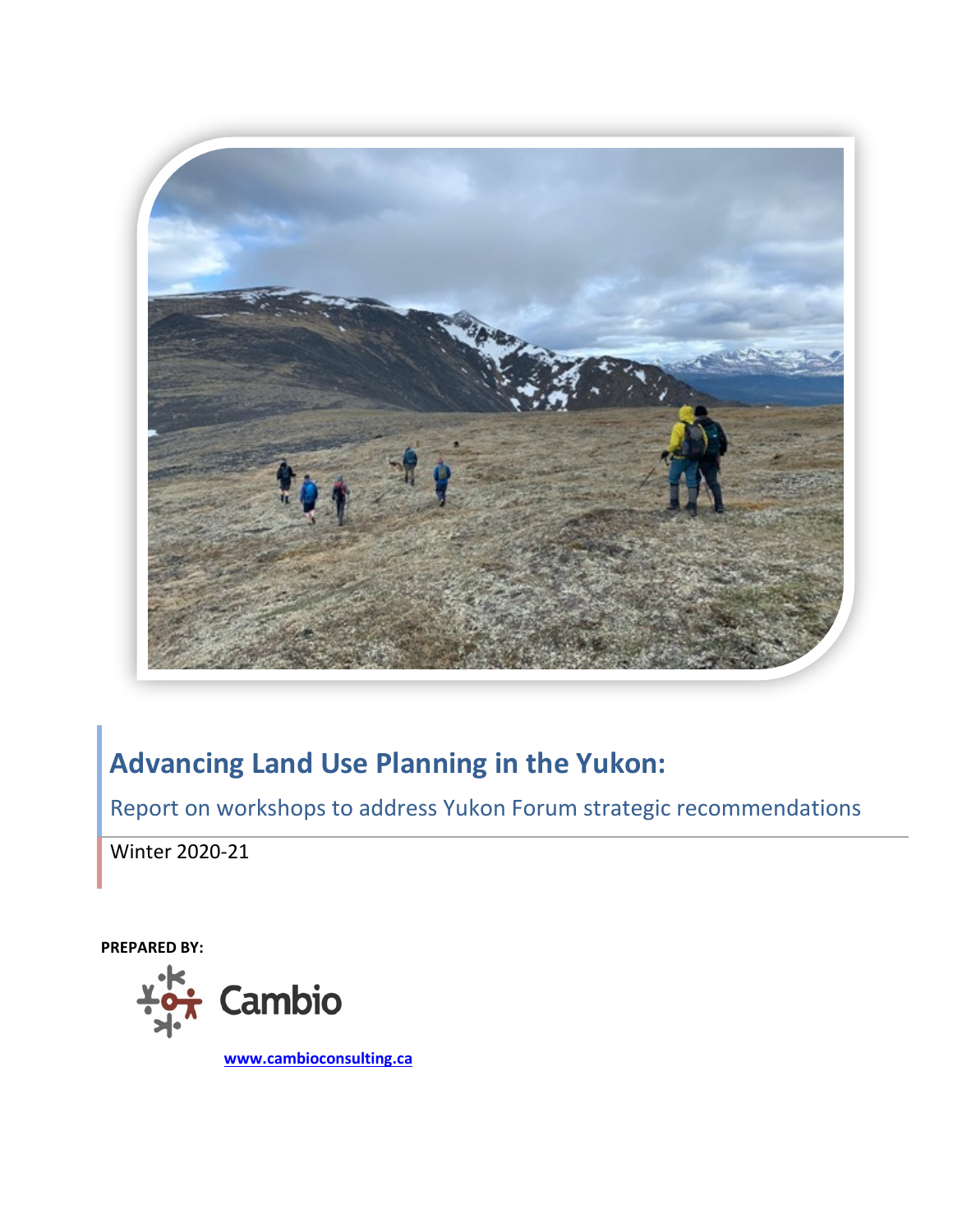# Advancing Land Use Planning in the Yukon:

## Report on workshops to address Yukon Forum strategic recommendations

Winter 2020-21

**PREPARED BY:**

Cambio

www.cambioconsulting.ca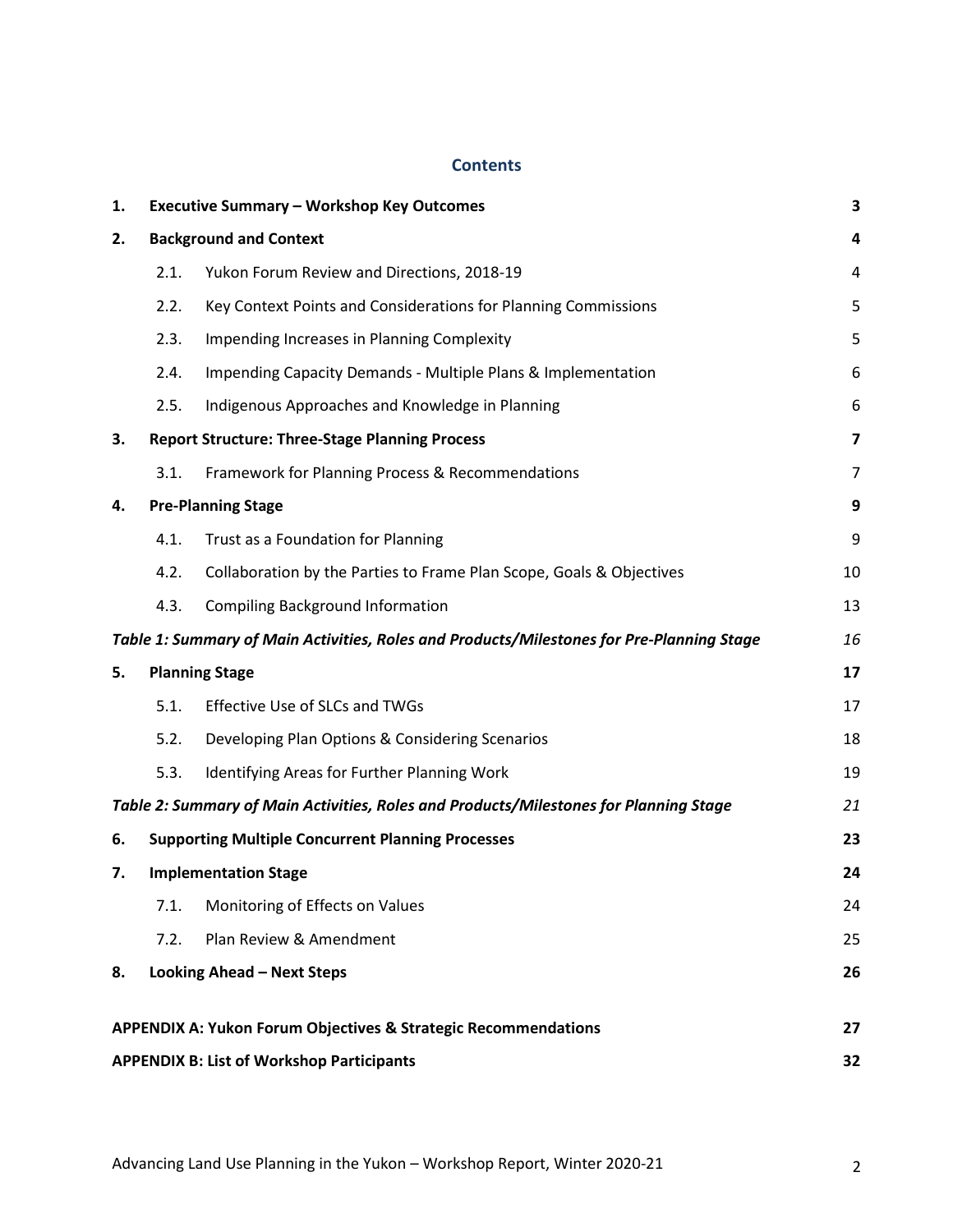## Contents

| | | | |
|---|---|---|---|
| **1.** | **Executive Summary – Workshop Key Outcomes** | | **3** |
| **2.** | **Background and Context** | | **4** |
| | 2.1. | Yukon Forum Review and Directions, 2018-19 | 4 |
| | 2.2. | Key Context Points and Considerations for Planning Commissions | 5 |
| | 2.3. | Impending Increases in Planning Complexity | 5 |
| | 2.4. | Impending Capacity Demands - Multiple Plans & Implementation | 6 |
| | 2.5. | Indigenous Approaches and Knowledge in Planning | 6 |
| **3.** | **Report Structure: Three-Stage Planning Process** | | **7** |
| | 3.1. | Framework for Planning Process & Recommendations | 7 |
| **4.** | **Pre-Planning Stage** | | **9** |
| | 4.1. | Trust as a Foundation for Planning | 9 |
| | 4.2. | Collaboration by the Parties to Frame Plan Scope, Goals & Objectives | 10 |
| | 4.3. | Compiling Background Information | 13 |
| ***Table 1: Summary of Main Activities, Roles and Products/Milestones for Pre-Planning Stage*** | | | *16* |
| **5.** | **Planning Stage** | | **17** |
| | 5.1. | Effective Use of SLCs and TWGs | 17 |
| | 5.2. | Developing Plan Options & Considering Scenarios | 18 |
| | 5.3. | Identifying Areas for Further Planning Work | 19 |
| ***Table 2: Summary of Main Activities, Roles and Products/Milestones for Planning Stage*** | | | *21* |
| **6.** | **Supporting Multiple Concurrent Planning Processes** | | **23** |
| **7.** | **Implementation Stage** | | **24** |
| | 7.1. | Monitoring of Effects on Values | 24 |
| | 7.2. | Plan Review & Amendment | 25 |
| **8.** | **Looking Ahead – Next Steps** | | **26** |
| **APPENDIX A: Yukon Forum Objectives & Strategic Recommendations** | | | **27** |
| **APPENDIX B: List of Workshop Participants** | | | **32** |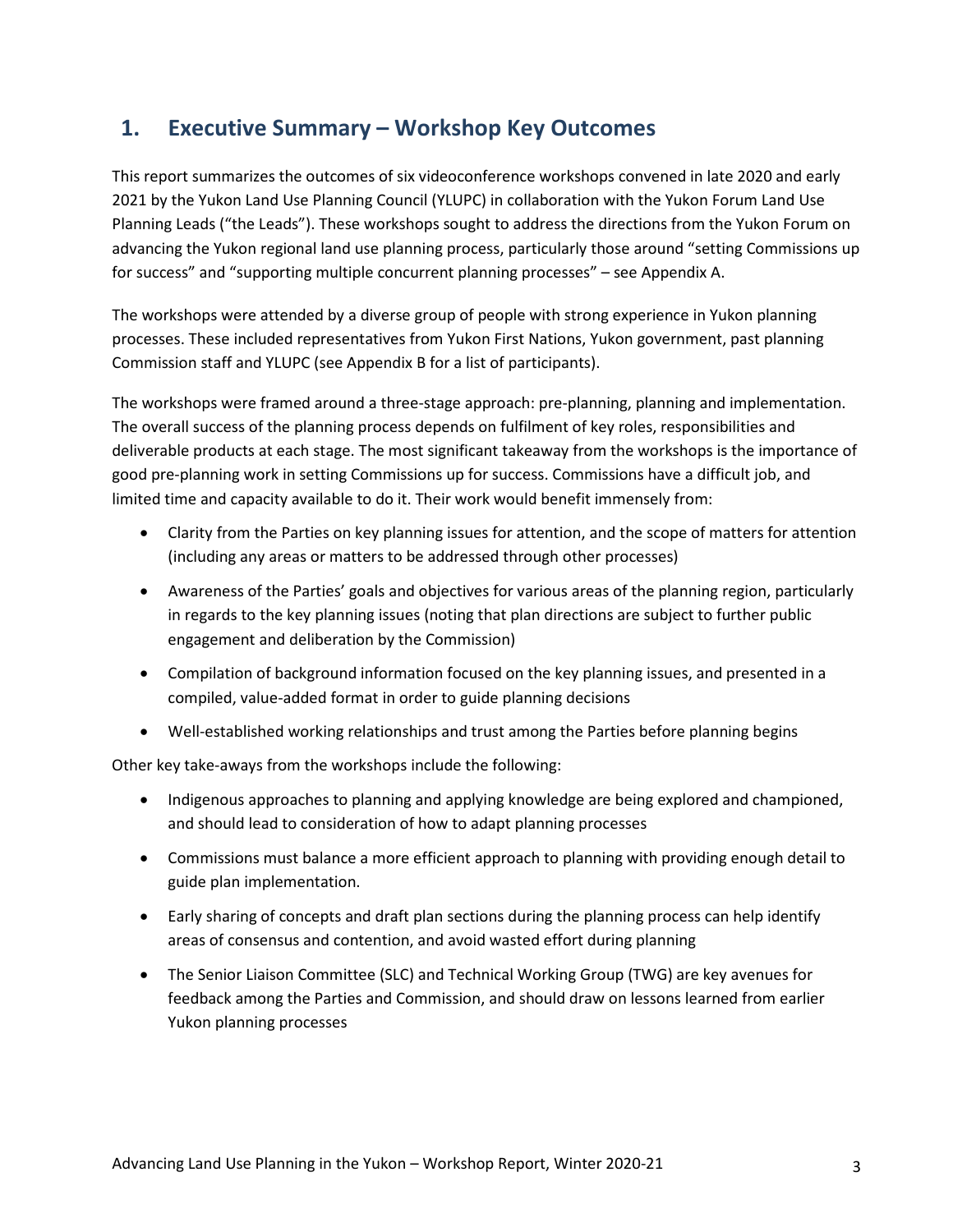# 1. Executive Summary – Workshop Key Outcomes

This report summarizes the outcomes of six videoconference workshops convened in late 2020 and early 2021 by the Yukon Land Use Planning Council (YLUPC) in collaboration with the Yukon Forum Land Use Planning Leads ("the Leads"). These workshops sought to address the directions from the Yukon Forum on advancing the Yukon regional land use planning process, particularly those around "setting Commissions up for success" and "supporting multiple concurrent planning processes" – see Appendix A.

The workshops were attended by a diverse group of people with strong experience in Yukon planning processes. These included representatives from Yukon First Nations, Yukon government, past planning Commission staff and YLUPC (see Appendix B for a list of participants).

The workshops were framed around a three-stage approach: pre-planning, planning and implementation. The overall success of the planning process depends on fulfilment of key roles, responsibilities and deliverable products at each stage. The most significant takeaway from the workshops is the importance of good pre-planning work in setting Commissions up for success. Commissions have a difficult job, and limited time and capacity available to do it. Their work would benefit immensely from:

- Clarity from the Parties on key planning issues for attention, and the scope of matters for attention (including any areas or matters to be addressed through other processes)
- Awareness of the Parties' goals and objectives for various areas of the planning region, particularly in regards to the key planning issues (noting that plan directions are subject to further public engagement and deliberation by the Commission)
- Compilation of background information focused on the key planning issues, and presented in a compiled, value-added format in order to guide planning decisions
- Well-established working relationships and trust among the Parties before planning begins

Other key take-aways from the workshops include the following:

- Indigenous approaches to planning and applying knowledge are being explored and championed, and should lead to consideration of how to adapt planning processes
- Commissions must balance a more efficient approach to planning with providing enough detail to guide plan implementation.
- Early sharing of concepts and draft plan sections during the planning process can help identify areas of consensus and contention, and avoid wasted effort during planning
- The Senior Liaison Committee (SLC) and Technical Working Group (TWG) are key avenues for feedback among the Parties and Commission, and should draw on lessons learned from earlier Yukon planning processes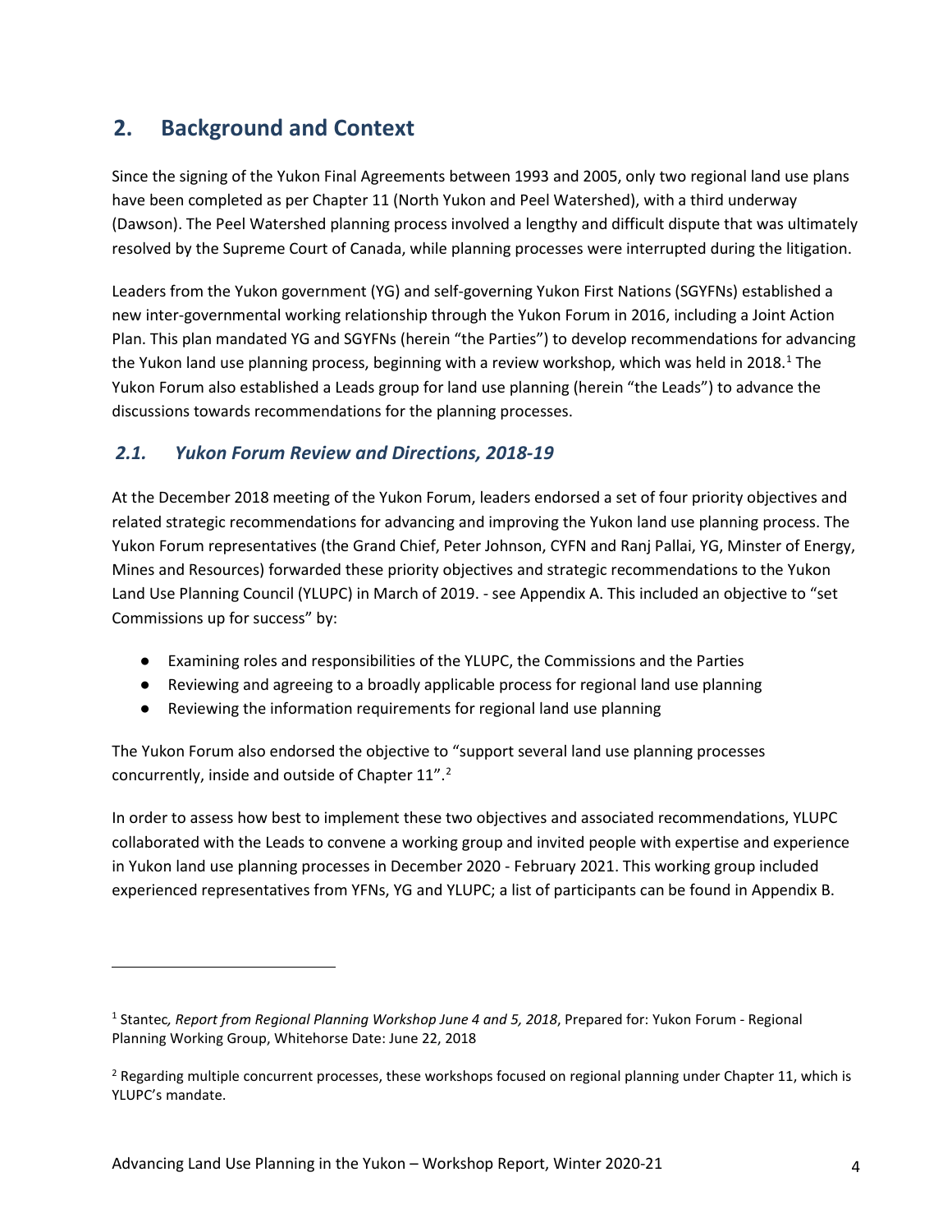## 2. Background and Context

Since the signing of the Yukon Final Agreements between 1993 and 2005, only two regional land use plans have been completed as per Chapter 11 (North Yukon and Peel Watershed), with a third underway (Dawson). The Peel Watershed planning process involved a lengthy and difficult dispute that was ultimately resolved by the Supreme Court of Canada, while planning processes were interrupted during the litigation.

Leaders from the Yukon government (YG) and self-governing Yukon First Nations (SGYFNs) established a new inter-governmental working relationship through the Yukon Forum in 2016, including a Joint Action Plan. This plan mandated YG and SGYFNs (herein "the Parties") to develop recommendations for advancing the Yukon land use planning process, beginning with a review workshop, which was held in 2018.[1] The Yukon Forum also established a Leads group for land use planning (herein "the Leads") to advance the discussions towards recommendations for the planning processes.

### *2.1. Yukon Forum Review and Directions, 2018-19*

At the December 2018 meeting of the Yukon Forum, leaders endorsed a set of four priority objectives and related strategic recommendations for advancing and improving the Yukon land use planning process. The Yukon Forum representatives (the Grand Chief, Peter Johnson, CYFN and Ranj Pallai, YG, Minster of Energy, Mines and Resources) forwarded these priority objectives and strategic recommendations to the Yukon Land Use Planning Council (YLUPC) in March of 2019. - see Appendix A. This included an objective to "set Commissions up for success" by:

- Examining roles and responsibilities of the YLUPC, the Commissions and the Parties
- Reviewing and agreeing to a broadly applicable process for regional land use planning
- Reviewing the information requirements for regional land use planning

The Yukon Forum also endorsed the objective to "support several land use planning processes concurrently, inside and outside of Chapter 11".[2]

In order to assess how best to implement these two objectives and associated recommendations, YLUPC collaborated with the Leads to convene a working group and invited people with expertise and experience in Yukon land use planning processes in December 2020 - February 2021. This working group included experienced representatives from YFNs, YG and YLUPC; a list of participants can be found in Appendix B.

---

[1] Stantec*, Report from Regional Planning Workshop June 4 and 5, 2018*, Prepared for: Yukon Forum - Regional Planning Working Group, Whitehorse Date: June 22, 2018

[2] Regarding multiple concurrent processes, these workshops focused on regional planning under Chapter 11, which is YLUPC's mandate.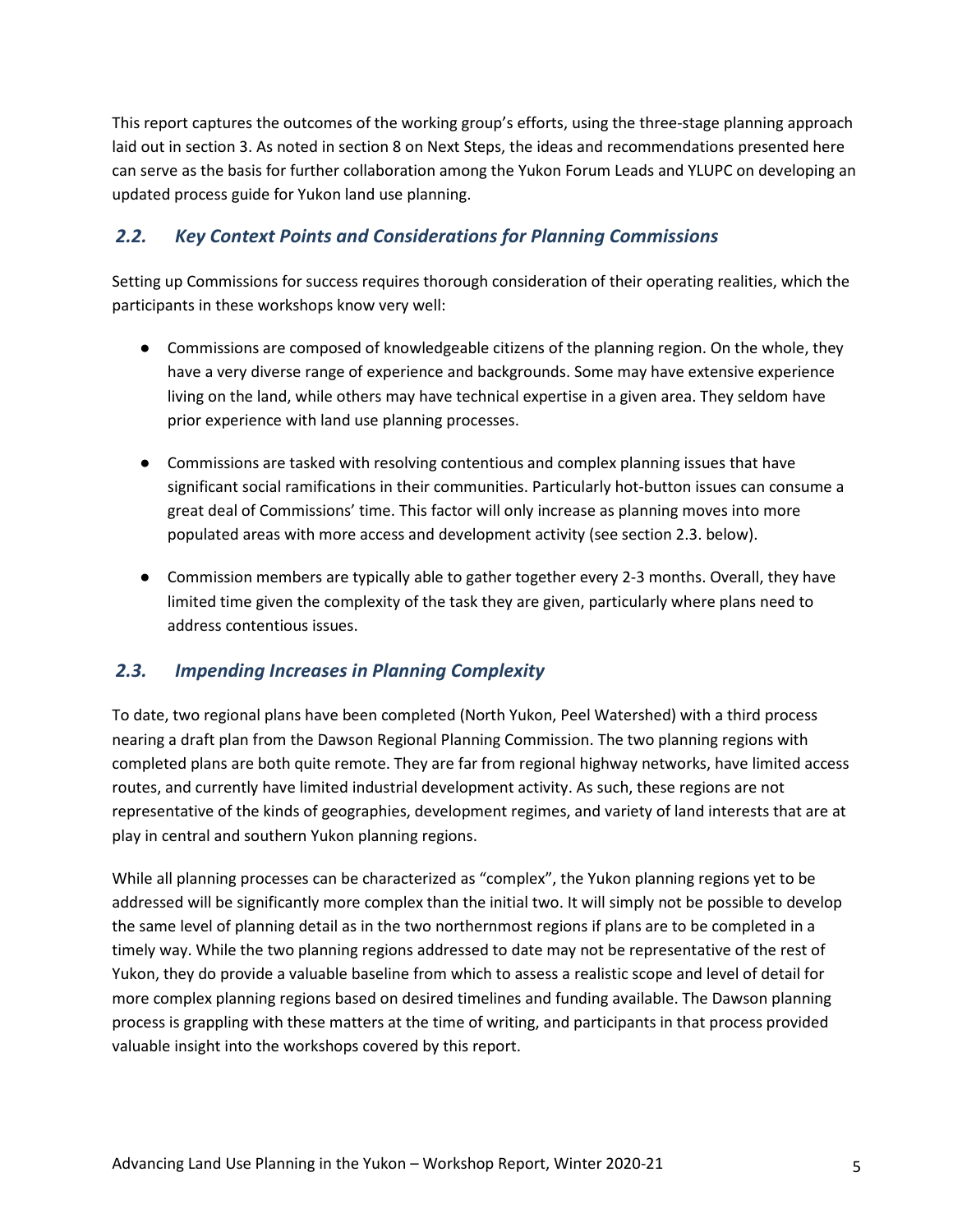This report captures the outcomes of the working group's efforts, using the three-stage planning approach laid out in section 3. As noted in section 8 on Next Steps, the ideas and recommendations presented here can serve as the basis for further collaboration among the Yukon Forum Leads and YLUPC on developing an updated process guide for Yukon land use planning.

## *2.2. Key Context Points and Considerations for Planning Commissions*

Setting up Commissions for success requires thorough consideration of their operating realities, which the participants in these workshops know very well:

- Commissions are composed of knowledgeable citizens of the planning region. On the whole, they have a very diverse range of experience and backgrounds. Some may have extensive experience living on the land, while others may have technical expertise in a given area. They seldom have prior experience with land use planning processes.
- Commissions are tasked with resolving contentious and complex planning issues that have significant social ramifications in their communities. Particularly hot-button issues can consume a great deal of Commissions' time. This factor will only increase as planning moves into more populated areas with more access and development activity (see section 2.3. below).
- Commission members are typically able to gather together every 2-3 months. Overall, they have limited time given the complexity of the task they are given, particularly where plans need to address contentious issues.

## *2.3. Impending Increases in Planning Complexity*

To date, two regional plans have been completed (North Yukon, Peel Watershed) with a third process nearing a draft plan from the Dawson Regional Planning Commission. The two planning regions with completed plans are both quite remote. They are far from regional highway networks, have limited access routes, and currently have limited industrial development activity. As such, these regions are not representative of the kinds of geographies, development regimes, and variety of land interests that are at play in central and southern Yukon planning regions.

While all planning processes can be characterized as "complex", the Yukon planning regions yet to be addressed will be significantly more complex than the initial two. It will simply not be possible to develop the same level of planning detail as in the two northernmost regions if plans are to be completed in a timely way. While the two planning regions addressed to date may not be representative of the rest of Yukon, they do provide a valuable baseline from which to assess a realistic scope and level of detail for more complex planning regions based on desired timelines and funding available. The Dawson planning process is grappling with these matters at the time of writing, and participants in that process provided valuable insight into the workshops covered by this report.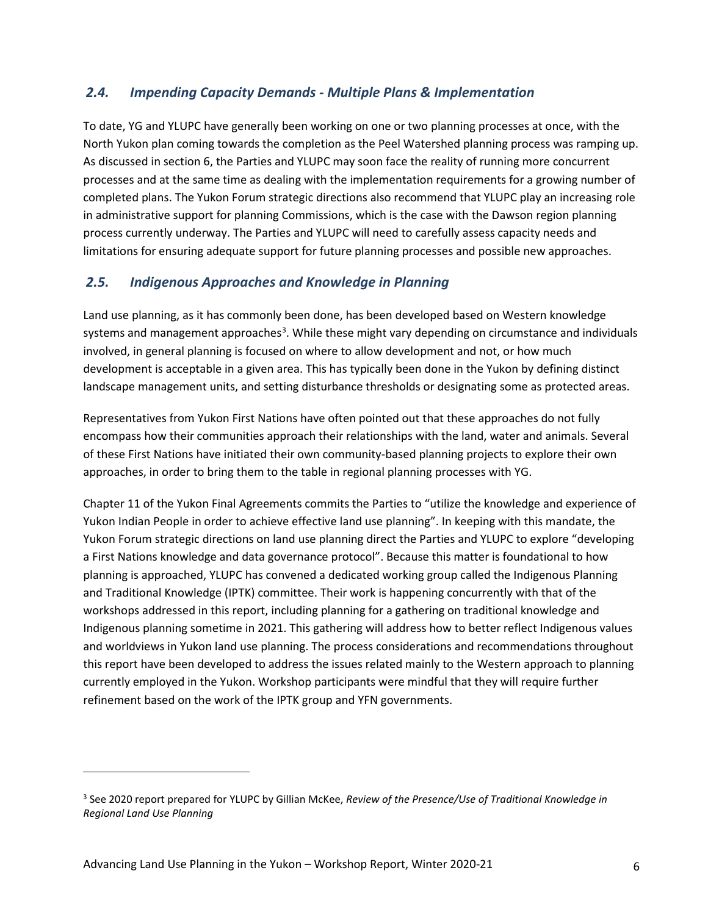### *2.4. Impending Capacity Demands - Multiple Plans & Implementation*

To date, YG and YLUPC have generally been working on one or two planning processes at once, with the North Yukon plan coming towards the completion as the Peel Watershed planning process was ramping up. As discussed in section 6, the Parties and YLUPC may soon face the reality of running more concurrent processes and at the same time as dealing with the implementation requirements for a growing number of completed plans. The Yukon Forum strategic directions also recommend that YLUPC play an increasing role in administrative support for planning Commissions, which is the case with the Dawson region planning process currently underway. The Parties and YLUPC will need to carefully assess capacity needs and limitations for ensuring adequate support for future planning processes and possible new approaches.

### *2.5. Indigenous Approaches and Knowledge in Planning*

Land use planning, as it has commonly been done, has been developed based on Western knowledge systems and management approaches[3]. While these might vary depending on circumstance and individuals involved, in general planning is focused on where to allow development and not, or how much development is acceptable in a given area. This has typically been done in the Yukon by defining distinct landscape management units, and setting disturbance thresholds or designating some as protected areas.

Representatives from Yukon First Nations have often pointed out that these approaches do not fully encompass how their communities approach their relationships with the land, water and animals. Several of these First Nations have initiated their own community-based planning projects to explore their own approaches, in order to bring them to the table in regional planning processes with YG.

Chapter 11 of the Yukon Final Agreements commits the Parties to "utilize the knowledge and experience of Yukon Indian People in order to achieve effective land use planning". In keeping with this mandate, the Yukon Forum strategic directions on land use planning direct the Parties and YLUPC to explore "developing a First Nations knowledge and data governance protocol". Because this matter is foundational to how planning is approached, YLUPC has convened a dedicated working group called the Indigenous Planning and Traditional Knowledge (IPTK) committee. Their work is happening concurrently with that of the workshops addressed in this report, including planning for a gathering on traditional knowledge and Indigenous planning sometime in 2021. This gathering will address how to better reflect Indigenous values and worldviews in Yukon land use planning. The process considerations and recommendations throughout this report have been developed to address the issues related mainly to the Western approach to planning currently employed in the Yukon. Workshop participants were mindful that they will require further refinement based on the work of the IPTK group and YFN governments.

---

[3] See 2020 report prepared for YLUPC by Gillian McKee, *Review of the Presence/Use of Traditional Knowledge in Regional Land Use Planning*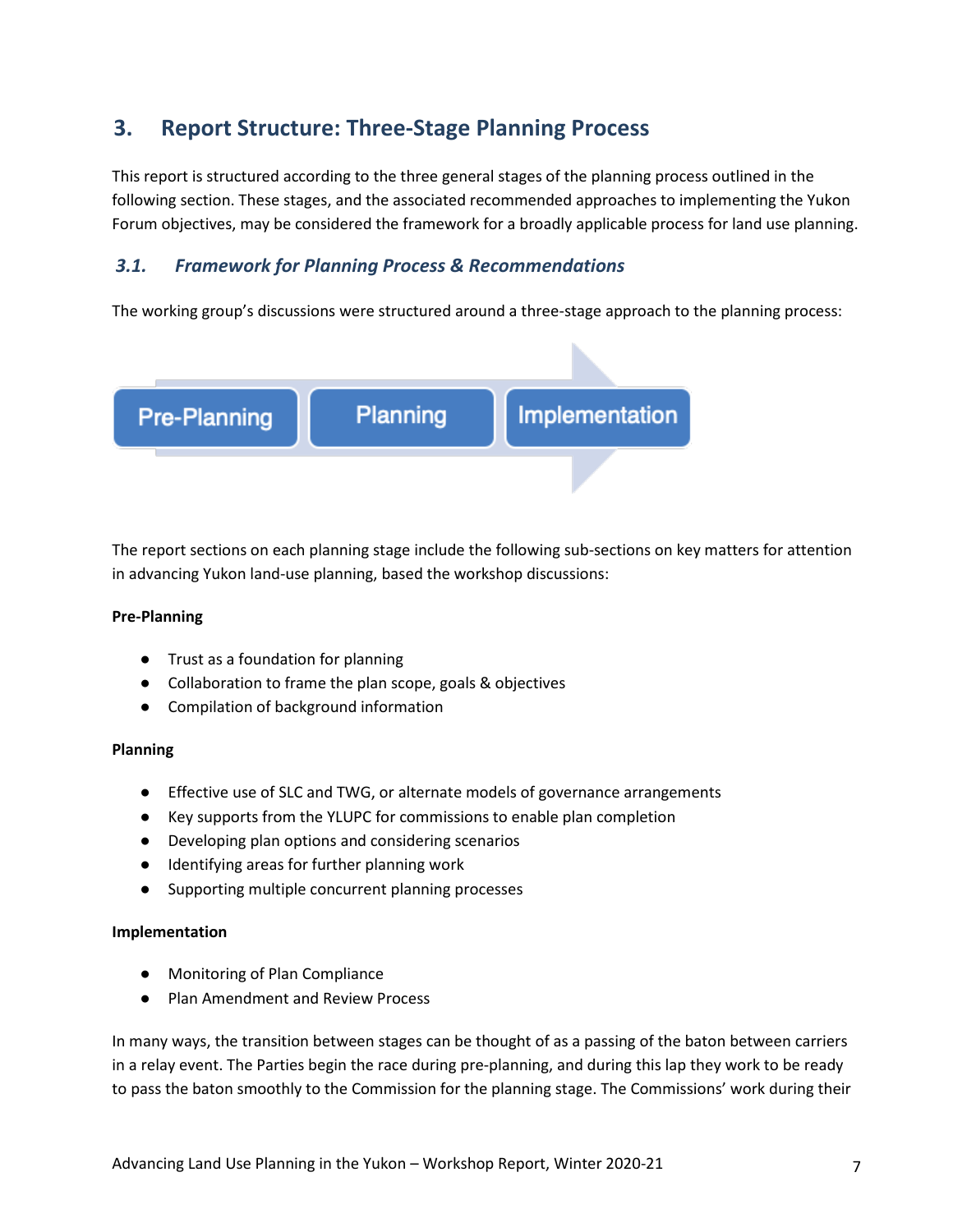## 3. Report Structure: Three-Stage Planning Process

This report is structured according to the three general stages of the planning process outlined in the following section. These stages, and the associated recommended approaches to implementing the Yukon Forum objectives, may be considered the framework for a broadly applicable process for land use planning.

### *3.1. Framework for Planning Process & Recommendations*

The working group's discussions were structured around a three-stage approach to the planning process:

Pre-Planning → Planning → Implementation

The report sections on each planning stage include the following sub-sections on key matters for attention in advancing Yukon land-use planning, based the workshop discussions:

**Pre-Planning**

- Trust as a foundation for planning
- Collaboration to frame the plan scope, goals & objectives
- Compilation of background information

**Planning**

- Effective use of SLC and TWG, or alternate models of governance arrangements
- Key supports from the YLUPC for commissions to enable plan completion
- Developing plan options and considering scenarios
- Identifying areas for further planning work
- Supporting multiple concurrent planning processes

**Implementation**

- Monitoring of Plan Compliance
- Plan Amendment and Review Process

In many ways, the transition between stages can be thought of as a passing of the baton between carriers in a relay event. The Parties begin the race during pre-planning, and during this lap they work to be ready to pass the baton smoothly to the Commission for the planning stage. The Commissions' work during their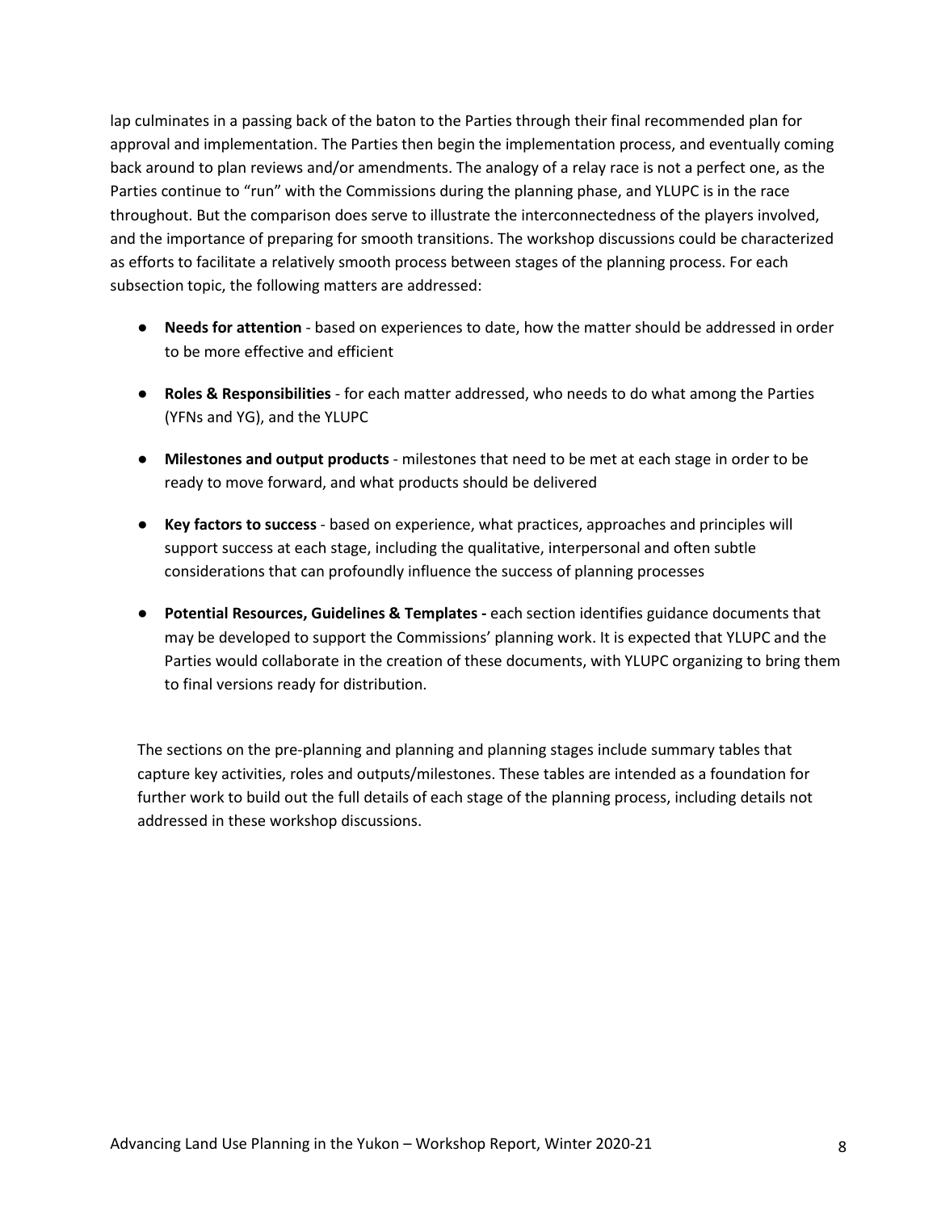lap culminates in a passing back of the baton to the Parties through their final recommended plan for approval and implementation. The Parties then begin the implementation process, and eventually coming back around to plan reviews and/or amendments. The analogy of a relay race is not a perfect one, as the Parties continue to "run" with the Commissions during the planning phase, and YLUPC is in the race throughout. But the comparison does serve to illustrate the interconnectedness of the players involved, and the importance of preparing for smooth transitions. The workshop discussions could be characterized as efforts to facilitate a relatively smooth process between stages of the planning process. For each subsection topic, the following matters are addressed:

- **Needs for attention** - based on experiences to date, how the matter should be addressed in order to be more effective and efficient
- **Roles & Responsibilities** - for each matter addressed, who needs to do what among the Parties (YFNs and YG), and the YLUPC
- **Milestones and output products** - milestones that need to be met at each stage in order to be ready to move forward, and what products should be delivered
- **Key factors to success** - based on experience, what practices, approaches and principles will support success at each stage, including the qualitative, interpersonal and often subtle considerations that can profoundly influence the success of planning processes
- **Potential Resources, Guidelines & Templates -** each section identifies guidance documents that may be developed to support the Commissions' planning work. It is expected that YLUPC and the Parties would collaborate in the creation of these documents, with YLUPC organizing to bring them to final versions ready for distribution.

The sections on the pre-planning and planning and planning stages include summary tables that capture key activities, roles and outputs/milestones. These tables are intended as a foundation for further work to build out the full details of each stage of the planning process, including details not addressed in these workshop discussions.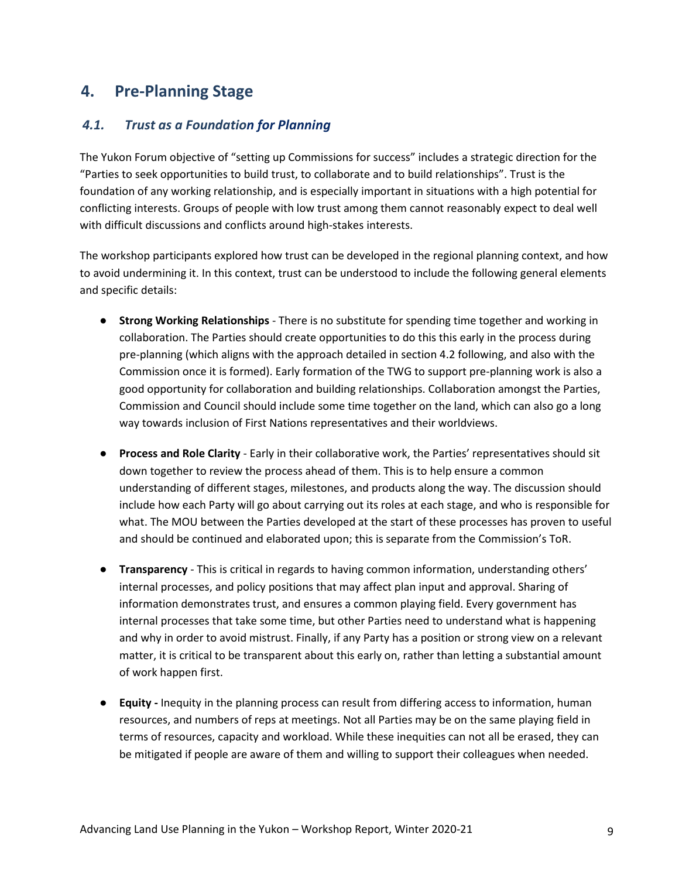## 4. Pre-Planning Stage

### *4.1. Trust as a Foundation for Planning*

The Yukon Forum objective of "setting up Commissions for success" includes a strategic direction for the "Parties to seek opportunities to build trust, to collaborate and to build relationships". Trust is the foundation of any working relationship, and is especially important in situations with a high potential for conflicting interests. Groups of people with low trust among them cannot reasonably expect to deal well with difficult discussions and conflicts around high-stakes interests.

The workshop participants explored how trust can be developed in the regional planning context, and how to avoid undermining it. In this context, trust can be understood to include the following general elements and specific details:

- **Strong Working Relationships** - There is no substitute for spending time together and working in collaboration. The Parties should create opportunities to do this this early in the process during pre-planning (which aligns with the approach detailed in section 4.2 following, and also with the Commission once it is formed). Early formation of the TWG to support pre-planning work is also a good opportunity for collaboration and building relationships. Collaboration amongst the Parties, Commission and Council should include some time together on the land, which can also go a long way towards inclusion of First Nations representatives and their worldviews.

- **Process and Role Clarity** - Early in their collaborative work, the Parties' representatives should sit down together to review the process ahead of them. This is to help ensure a common understanding of different stages, milestones, and products along the way. The discussion should include how each Party will go about carrying out its roles at each stage, and who is responsible for what. The MOU between the Parties developed at the start of these processes has proven to useful and should be continued and elaborated upon; this is separate from the Commission's ToR.

- **Transparency** - This is critical in regards to having common information, understanding others' internal processes, and policy positions that may affect plan input and approval. Sharing of information demonstrates trust, and ensures a common playing field. Every government has internal processes that take some time, but other Parties need to understand what is happening and why in order to avoid mistrust. Finally, if any Party has a position or strong view on a relevant matter, it is critical to be transparent about this early on, rather than letting a substantial amount of work happen first.

- **Equity -** Inequity in the planning process can result from differing access to information, human resources, and numbers of reps at meetings. Not all Parties may be on the same playing field in terms of resources, capacity and workload. While these inequities can not all be erased, they can be mitigated if people are aware of them and willing to support their colleagues when needed.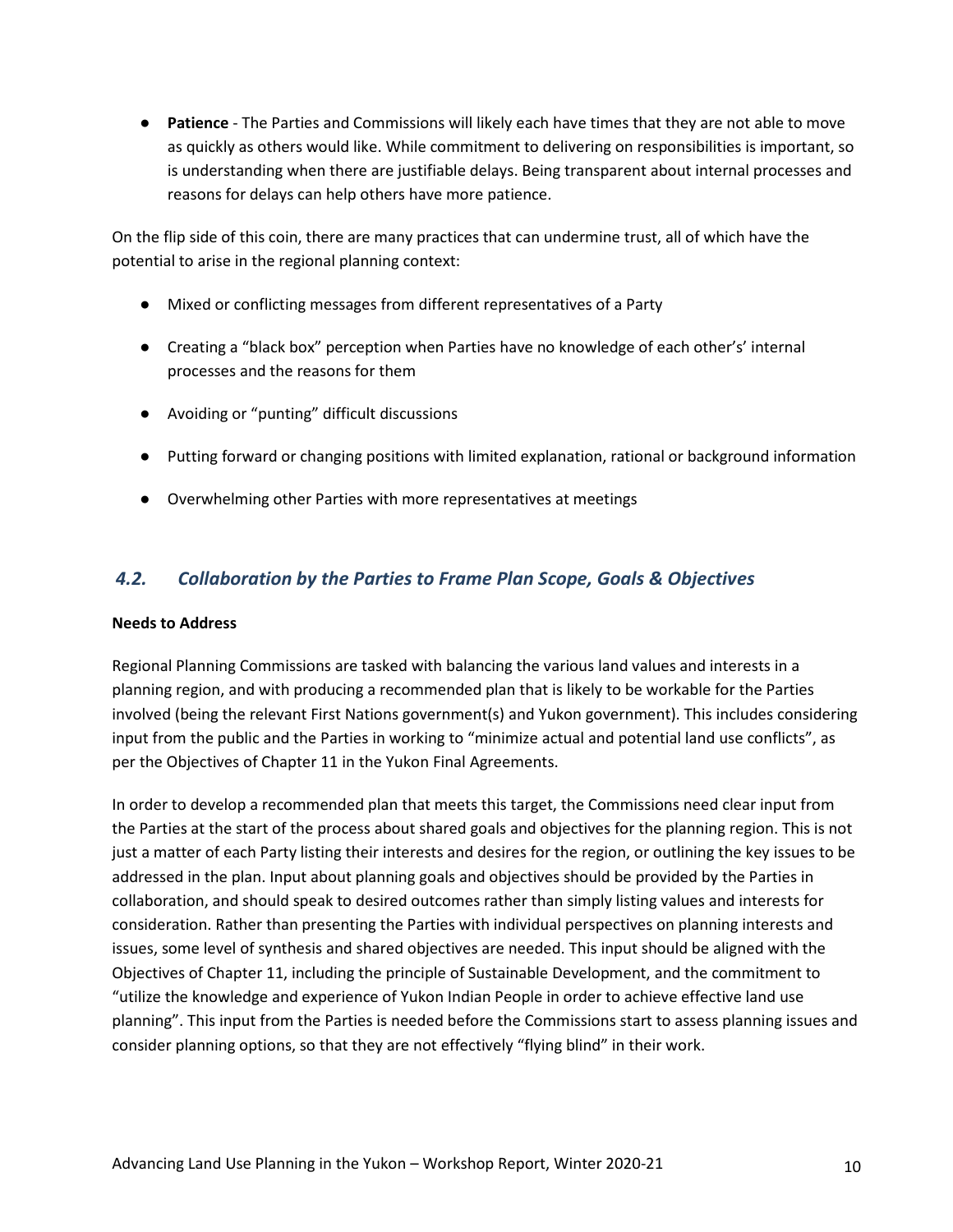- **Patience** - The Parties and Commissions will likely each have times that they are not able to move as quickly as others would like. While commitment to delivering on responsibilities is important, so is understanding when there are justifiable delays. Being transparent about internal processes and reasons for delays can help others have more patience.

On the flip side of this coin, there are many practices that can undermine trust, all of which have the potential to arise in the regional planning context:

- Mixed or conflicting messages from different representatives of a Party
- Creating a "black box" perception when Parties have no knowledge of each other's' internal processes and the reasons for them
- Avoiding or "punting" difficult discussions
- Putting forward or changing positions with limited explanation, rational or background information
- Overwhelming other Parties with more representatives at meetings

## *4.2. Collaboration by the Parties to Frame Plan Scope, Goals & Objectives*

**Needs to Address**

Regional Planning Commissions are tasked with balancing the various land values and interests in a planning region, and with producing a recommended plan that is likely to be workable for the Parties involved (being the relevant First Nations government(s) and Yukon government). This includes considering input from the public and the Parties in working to "minimize actual and potential land use conflicts", as per the Objectives of Chapter 11 in the Yukon Final Agreements.

In order to develop a recommended plan that meets this target, the Commissions need clear input from the Parties at the start of the process about shared goals and objectives for the planning region. This is not just a matter of each Party listing their interests and desires for the region, or outlining the key issues to be addressed in the plan. Input about planning goals and objectives should be provided by the Parties in collaboration, and should speak to desired outcomes rather than simply listing values and interests for consideration. Rather than presenting the Parties with individual perspectives on planning interests and issues, some level of synthesis and shared objectives are needed. This input should be aligned with the Objectives of Chapter 11, including the principle of Sustainable Development, and the commitment to "utilize the knowledge and experience of Yukon Indian People in order to achieve effective land use planning". This input from the Parties is needed before the Commissions start to assess planning issues and consider planning options, so that they are not effectively "flying blind" in their work.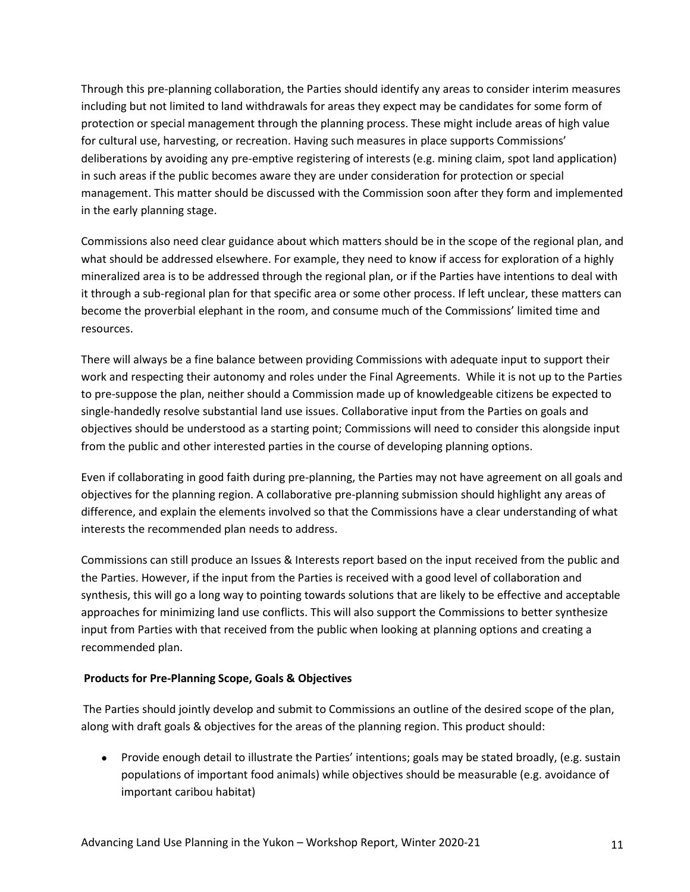Through this pre-planning collaboration, the Parties should identify any areas to consider interim measures including but not limited to land withdrawals for areas they expect may be candidates for some form of protection or special management through the planning process. These might include areas of high value for cultural use, harvesting, or recreation. Having such measures in place supports Commissions' deliberations by avoiding any pre-emptive registering of interests (e.g. mining claim, spot land application) in such areas if the public becomes aware they are under consideration for protection or special management. This matter should be discussed with the Commission soon after they form and implemented in the early planning stage.

Commissions also need clear guidance about which matters should be in the scope of the regional plan, and what should be addressed elsewhere. For example, they need to know if access for exploration of a highly mineralized area is to be addressed through the regional plan, or if the Parties have intentions to deal with it through a sub-regional plan for that specific area or some other process. If left unclear, these matters can become the proverbial elephant in the room, and consume much of the Commissions' limited time and resources.

There will always be a fine balance between providing Commissions with adequate input to support their work and respecting their autonomy and roles under the Final Agreements. While it is not up to the Parties to pre-suppose the plan, neither should a Commission made up of knowledgeable citizens be expected to single-handedly resolve substantial land use issues. Collaborative input from the Parties on goals and objectives should be understood as a starting point; Commissions will need to consider this alongside input from the public and other interested parties in the course of developing planning options.

Even if collaborating in good faith during pre-planning, the Parties may not have agreement on all goals and objectives for the planning region. A collaborative pre-planning submission should highlight any areas of difference, and explain the elements involved so that the Commissions have a clear understanding of what interests the recommended plan needs to address.

Commissions can still produce an Issues & Interests report based on the input received from the public and the Parties. However, if the input from the Parties is received with a good level of collaboration and synthesis, this will go a long way to pointing towards solutions that are likely to be effective and acceptable approaches for minimizing land use conflicts. This will also support the Commissions to better synthesize input from Parties with that received from the public when looking at planning options and creating a recommended plan.

**Products for Pre-Planning Scope, Goals & Objectives**

The Parties should jointly develop and submit to Commissions an outline of the desired scope of the plan, along with draft goals & objectives for the areas of the planning region. This product should:

- Provide enough detail to illustrate the Parties' intentions; goals may be stated broadly, (e.g. sustain populations of important food animals) while objectives should be measurable (e.g. avoidance of important caribou habitat)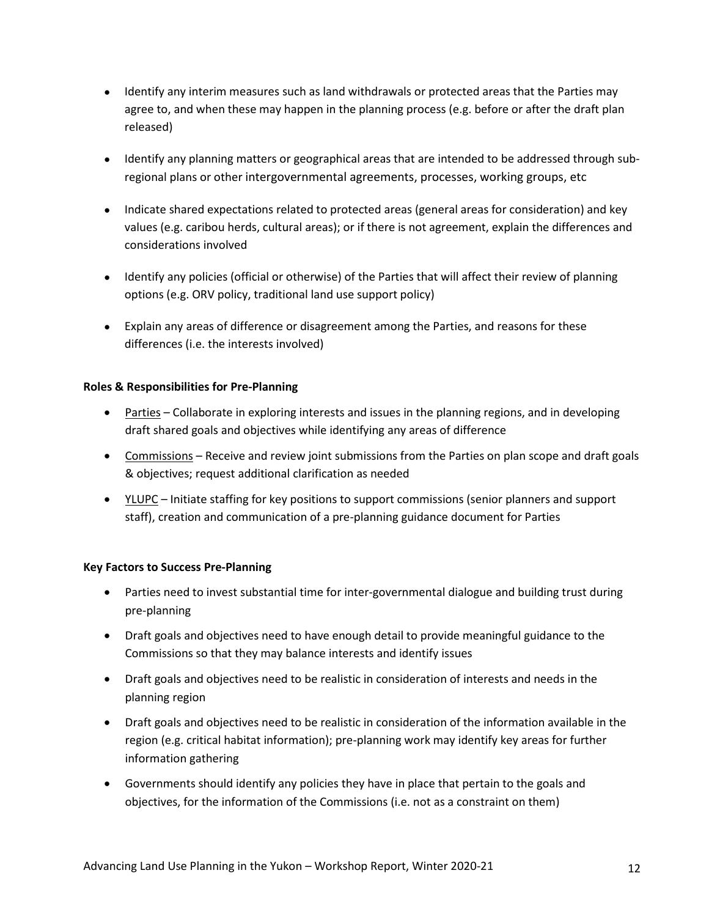- Identify any interim measures such as land withdrawals or protected areas that the Parties may agree to, and when these may happen in the planning process (e.g. before or after the draft plan released)
- Identify any planning matters or geographical areas that are intended to be addressed through sub-regional plans or other intergovernmental agreements, processes, working groups, etc
- Indicate shared expectations related to protected areas (general areas for consideration) and key values (e.g. caribou herds, cultural areas); or if there is not agreement, explain the differences and considerations involved
- Identify any policies (official or otherwise) of the Parties that will affect their review of planning options (e.g. ORV policy, traditional land use support policy)
- Explain any areas of difference or disagreement among the Parties, and reasons for these differences (i.e. the interests involved)

**Roles & Responsibilities for Pre-Planning**

- Parties – Collaborate in exploring interests and issues in the planning regions, and in developing draft shared goals and objectives while identifying any areas of difference
- Commissions – Receive and review joint submissions from the Parties on plan scope and draft goals & objectives; request additional clarification as needed
- YLUPC – Initiate staffing for key positions to support commissions (senior planners and support staff), creation and communication of a pre-planning guidance document for Parties

**Key Factors to Success Pre-Planning**

- Parties need to invest substantial time for inter-governmental dialogue and building trust during pre-planning
- Draft goals and objectives need to have enough detail to provide meaningful guidance to the Commissions so that they may balance interests and identify issues
- Draft goals and objectives need to be realistic in consideration of interests and needs in the planning region
- Draft goals and objectives need to be realistic in consideration of the information available in the region (e.g. critical habitat information); pre-planning work may identify key areas for further information gathering
- Governments should identify any policies they have in place that pertain to the goals and objectives, for the information of the Commissions (i.e. not as a constraint on them)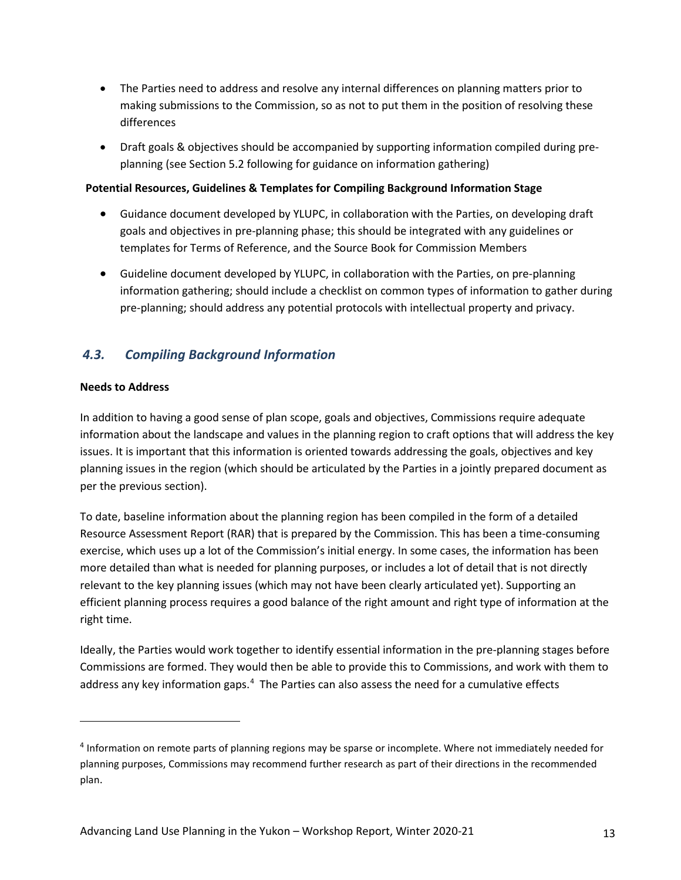- The Parties need to address and resolve any internal differences on planning matters prior to making submissions to the Commission, so as not to put them in the position of resolving these differences
- Draft goals & objectives should be accompanied by supporting information compiled during pre-planning (see Section 5.2 following for guidance on information gathering)

**Potential Resources, Guidelines & Templates for Compiling Background Information Stage**

- Guidance document developed by YLUPC, in collaboration with the Parties, on developing draft goals and objectives in pre-planning phase; this should be integrated with any guidelines or templates for Terms of Reference, and the Source Book for Commission Members
- Guideline document developed by YLUPC, in collaboration with the Parties, on pre-planning information gathering; should include a checklist on common types of information to gather during pre-planning; should address any potential protocols with intellectual property and privacy.

## *4.3. Compiling Background Information*

**Needs to Address**

In addition to having a good sense of plan scope, goals and objectives, Commissions require adequate information about the landscape and values in the planning region to craft options that will address the key issues. It is important that this information is oriented towards addressing the goals, objectives and key planning issues in the region (which should be articulated by the Parties in a jointly prepared document as per the previous section).

To date, baseline information about the planning region has been compiled in the form of a detailed Resource Assessment Report (RAR) that is prepared by the Commission. This has been a time-consuming exercise, which uses up a lot of the Commission's initial energy. In some cases, the information has been more detailed than what is needed for planning purposes, or includes a lot of detail that is not directly relevant to the key planning issues (which may not have been clearly articulated yet). Supporting an efficient planning process requires a good balance of the right amount and right type of information at the right time.

Ideally, the Parties would work together to identify essential information in the pre-planning stages before Commissions are formed. They would then be able to provide this to Commissions, and work with them to address any key information gaps.[4] The Parties can also assess the need for a cumulative effects

[4] Information on remote parts of planning regions may be sparse or incomplete. Where not immediately needed for planning purposes, Commissions may recommend further research as part of their directions in the recommended plan.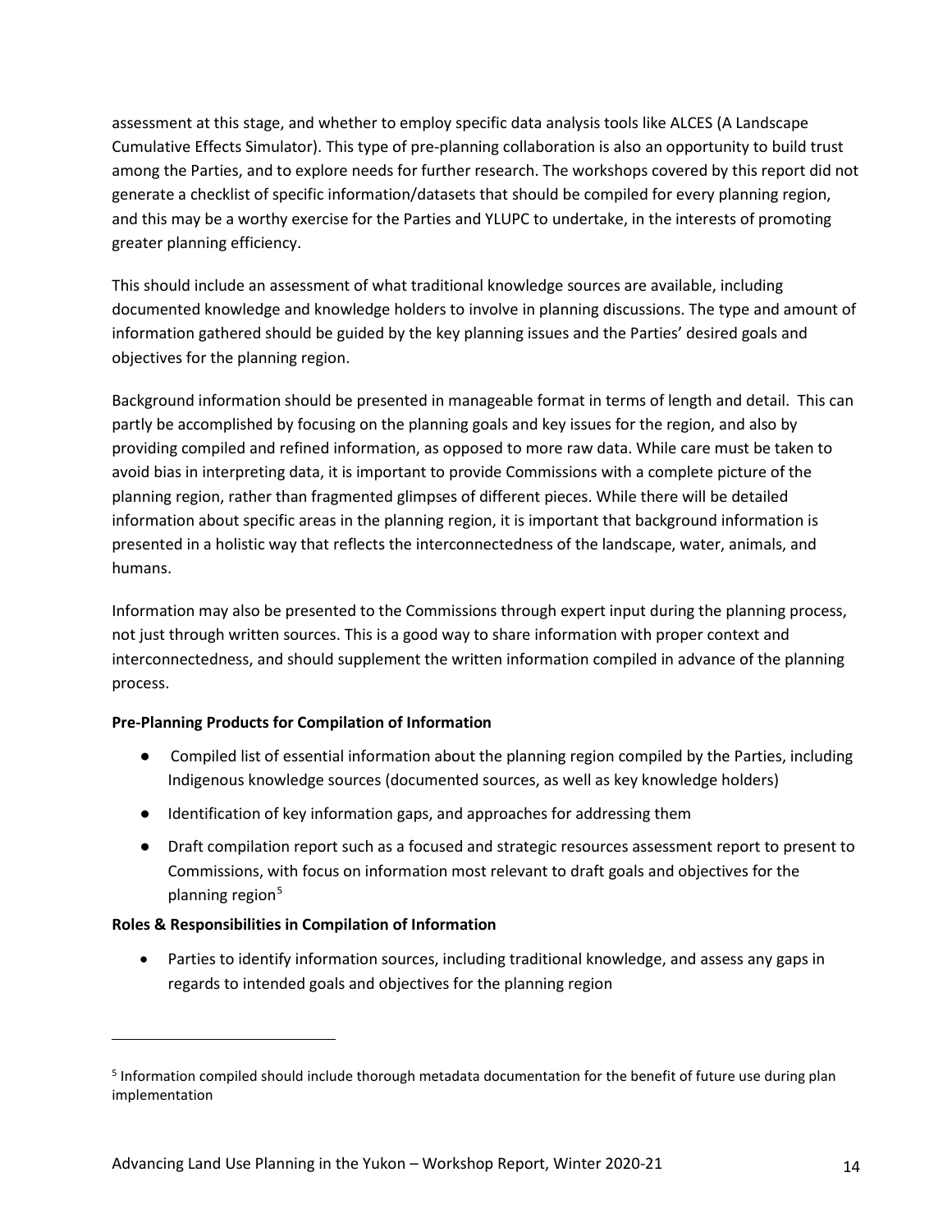assessment at this stage, and whether to employ specific data analysis tools like ALCES (A Landscape Cumulative Effects Simulator). This type of pre-planning collaboration is also an opportunity to build trust among the Parties, and to explore needs for further research. The workshops covered by this report did not generate a checklist of specific information/datasets that should be compiled for every planning region, and this may be a worthy exercise for the Parties and YLUPC to undertake, in the interests of promoting greater planning efficiency.

This should include an assessment of what traditional knowledge sources are available, including documented knowledge and knowledge holders to involve in planning discussions. The type and amount of information gathered should be guided by the key planning issues and the Parties' desired goals and objectives for the planning region.

Background information should be presented in manageable format in terms of length and detail. This can partly be accomplished by focusing on the planning goals and key issues for the region, and also by providing compiled and refined information, as opposed to more raw data. While care must be taken to avoid bias in interpreting data, it is important to provide Commissions with a complete picture of the planning region, rather than fragmented glimpses of different pieces. While there will be detailed information about specific areas in the planning region, it is important that background information is presented in a holistic way that reflects the interconnectedness of the landscape, water, animals, and humans.

Information may also be presented to the Commissions through expert input during the planning process, not just through written sources. This is a good way to share information with proper context and interconnectedness, and should supplement the written information compiled in advance of the planning process.

**Pre-Planning Products for Compilation of Information**

- Compiled list of essential information about the planning region compiled by the Parties, including Indigenous knowledge sources (documented sources, as well as key knowledge holders)
- Identification of key information gaps, and approaches for addressing them
- Draft compilation report such as a focused and strategic resources assessment report to present to Commissions, with focus on information most relevant to draft goals and objectives for the planning region[5]

**Roles & Responsibilities in Compilation of Information**

- Parties to identify information sources, including traditional knowledge, and assess any gaps in regards to intended goals and objectives for the planning region

[5] Information compiled should include thorough metadata documentation for the benefit of future use during plan implementation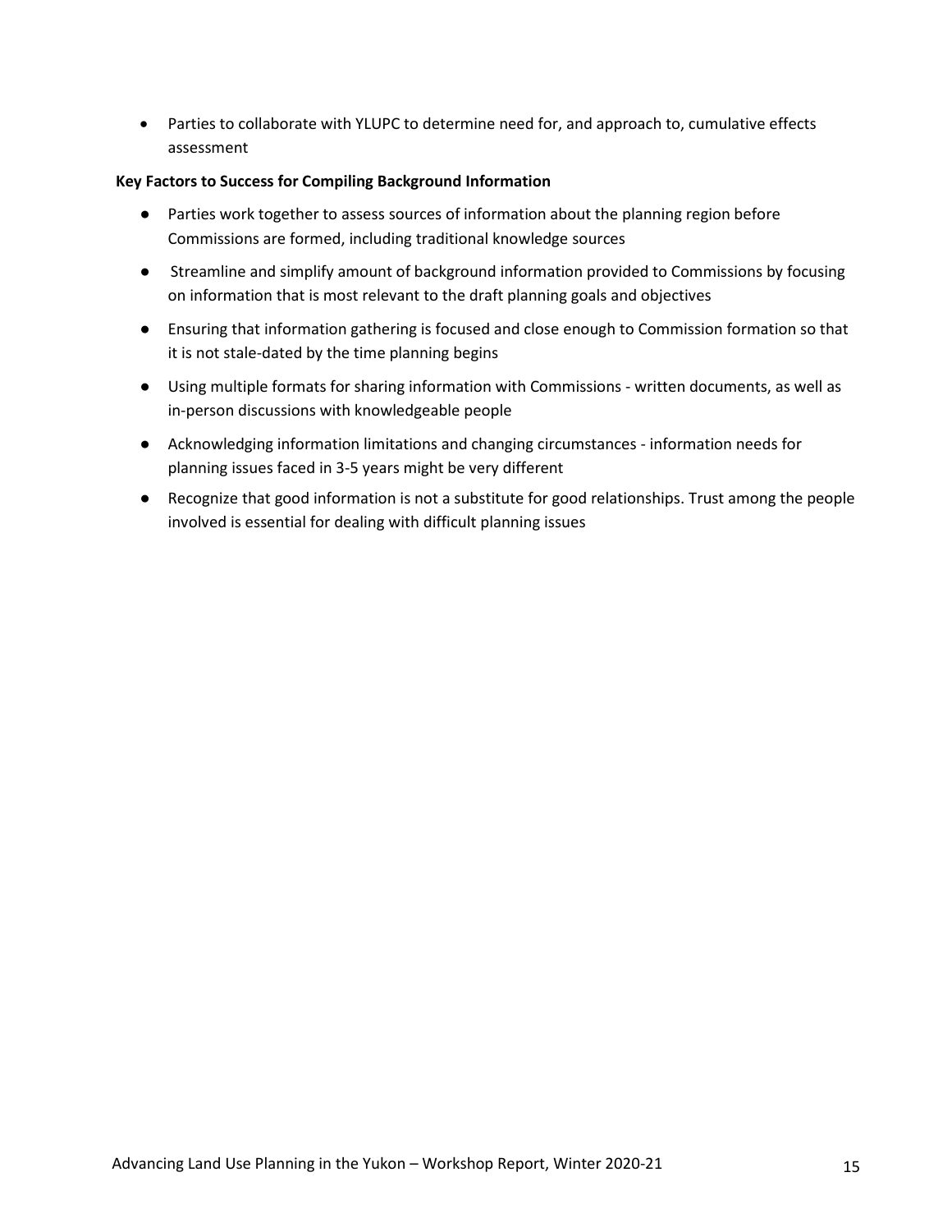- Parties to collaborate with YLUPC to determine need for, and approach to, cumulative effects assessment

**Key Factors to Success for Compiling Background Information**

- Parties work together to assess sources of information about the planning region before Commissions are formed, including traditional knowledge sources
- Streamline and simplify amount of background information provided to Commissions by focusing on information that is most relevant to the draft planning goals and objectives
- Ensuring that information gathering is focused and close enough to Commission formation so that it is not stale-dated by the time planning begins
- Using multiple formats for sharing information with Commissions - written documents, as well as in-person discussions with knowledgeable people
- Acknowledging information limitations and changing circumstances - information needs for planning issues faced in 3-5 years might be very different
- Recognize that good information is not a substitute for good relationships. Trust among the people involved is essential for dealing with difficult planning issues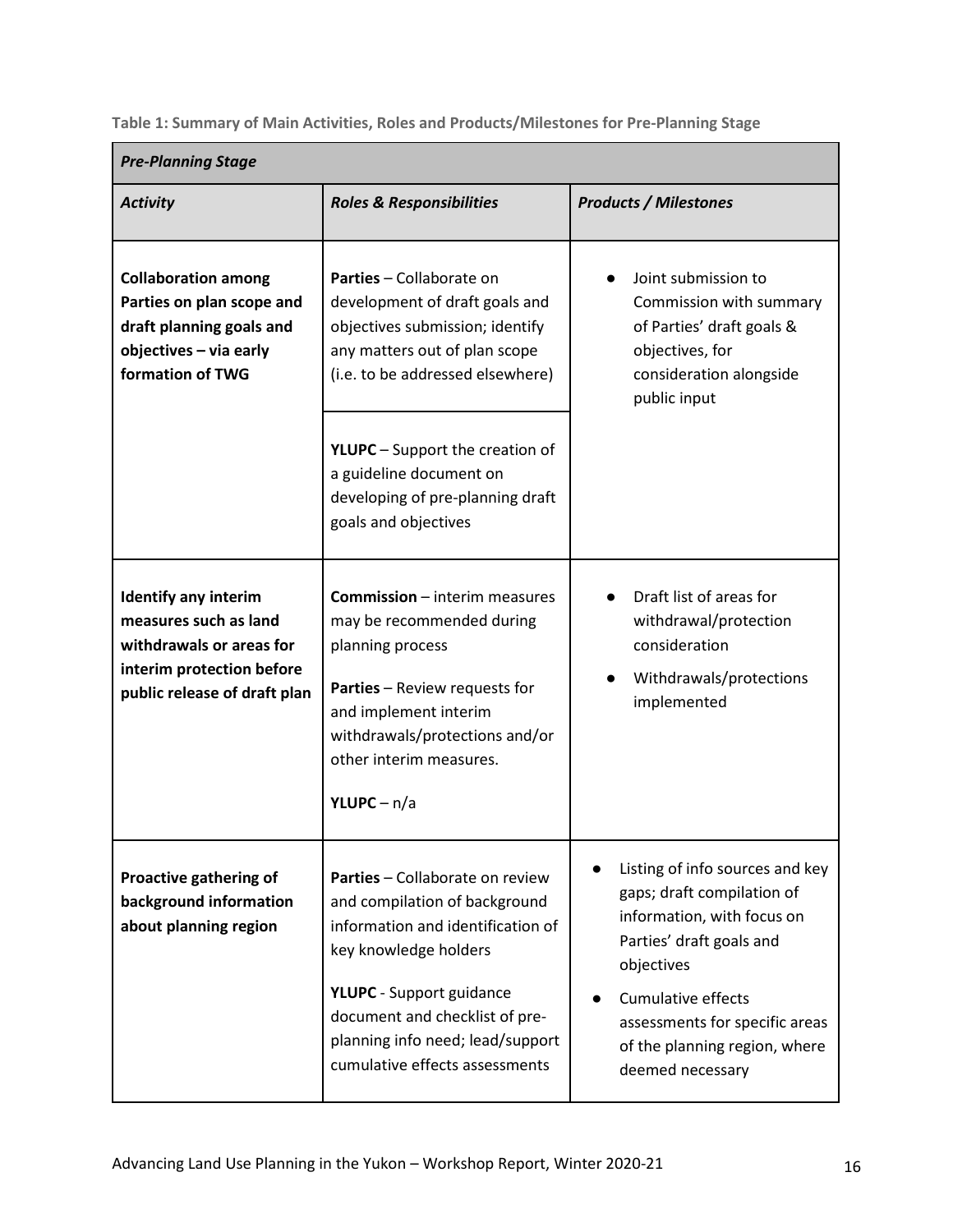**Table 1: Summary of Main Activities, Roles and Products/Milestones for Pre-Planning Stage**

| *Pre-Planning Stage* | | |
|---|---|---|
| ***Activity*** | ***Roles & Responsibilities*** | ***Products / Milestones*** |
| **Collaboration among Parties on plan scope and draft planning goals and objectives – via early formation of TWG** | **Parties** – Collaborate on development of draft goals and objectives submission; identify any matters out of plan scope (i.e. to be addressed elsewhere)<br><br>**YLUPC** – Support the creation of a guideline document on developing of pre-planning draft goals and objectives | ● Joint submission to Commission with summary of Parties' draft goals & objectives, for consideration alongside public input |
| **Identify any interim measures such as land withdrawals or areas for interim protection before public release of draft plan** | **Commission** – interim measures may be recommended during planning process<br><br>**Parties** – Review requests for and implement interim withdrawals/protections and/or other interim measures.<br><br>**YLUPC** – n/a | ● Draft list of areas for withdrawal/protection consideration<br>● Withdrawals/protections implemented |
| **Proactive gathering of background information about planning region** | **Parties** – Collaborate on review and compilation of background information and identification of key knowledge holders<br><br>**YLUPC** - Support guidance document and checklist of pre-planning info need; lead/support cumulative effects assessments | ● Listing of info sources and key gaps; draft compilation of information, with focus on Parties' draft goals and objectives<br>● Cumulative effects assessments for specific areas of the planning region, where deemed necessary |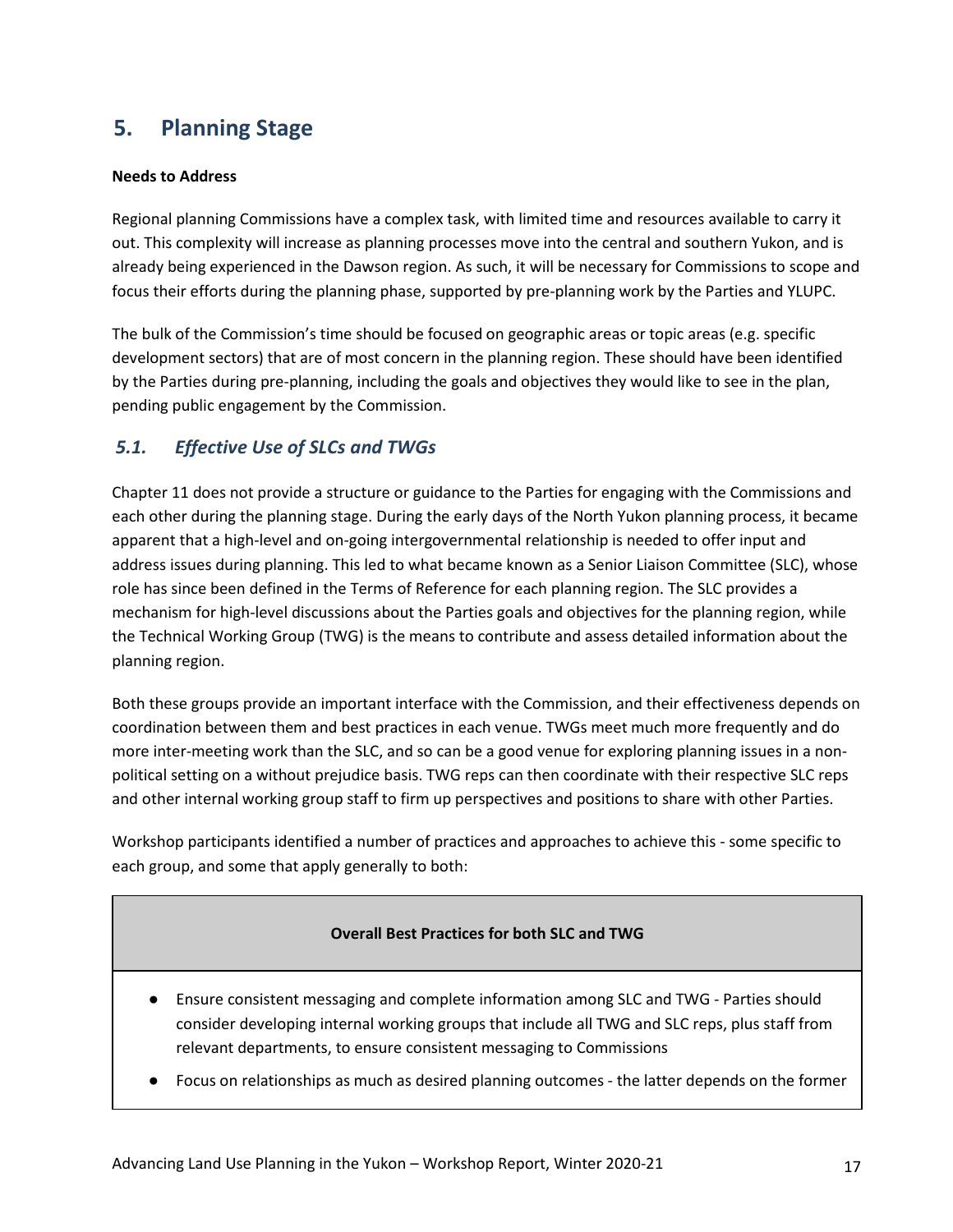## 5. Planning Stage

**Needs to Address**

Regional planning Commissions have a complex task, with limited time and resources available to carry it out. This complexity will increase as planning processes move into the central and southern Yukon, and is already being experienced in the Dawson region. As such, it will be necessary for Commissions to scope and focus their efforts during the planning phase, supported by pre-planning work by the Parties and YLUPC.

The bulk of the Commission's time should be focused on geographic areas or topic areas (e.g. specific development sectors) that are of most concern in the planning region. These should have been identified by the Parties during pre-planning, including the goals and objectives they would like to see in the plan, pending public engagement by the Commission.

### *5.1. Effective Use of SLCs and TWGs*

Chapter 11 does not provide a structure or guidance to the Parties for engaging with the Commissions and each other during the planning stage. During the early days of the North Yukon planning process, it became apparent that a high-level and on-going intergovernmental relationship is needed to offer input and address issues during planning. This led to what became known as a Senior Liaison Committee (SLC), whose role has since been defined in the Terms of Reference for each planning region. The SLC provides a mechanism for high-level discussions about the Parties goals and objectives for the planning region, while the Technical Working Group (TWG) is the means to contribute and assess detailed information about the planning region.

Both these groups provide an important interface with the Commission, and their effectiveness depends on coordination between them and best practices in each venue. TWGs meet much more frequently and do more inter-meeting work than the SLC, and so can be a good venue for exploring planning issues in a non-political setting on a without prejudice basis. TWG reps can then coordinate with their respective SLC reps and other internal working group staff to firm up perspectives and positions to share with other Parties.

Workshop participants identified a number of practices and approaches to achieve this - some specific to each group, and some that apply generally to both:

| **Overall Best Practices for both SLC and TWG** |
|---|
| • Ensure consistent messaging and complete information among SLC and TWG - Parties should consider developing internal working groups that include all TWG and SLC reps, plus staff from relevant departments, to ensure consistent messaging to Commissions<br>• Focus on relationships as much as desired planning outcomes - the latter depends on the former |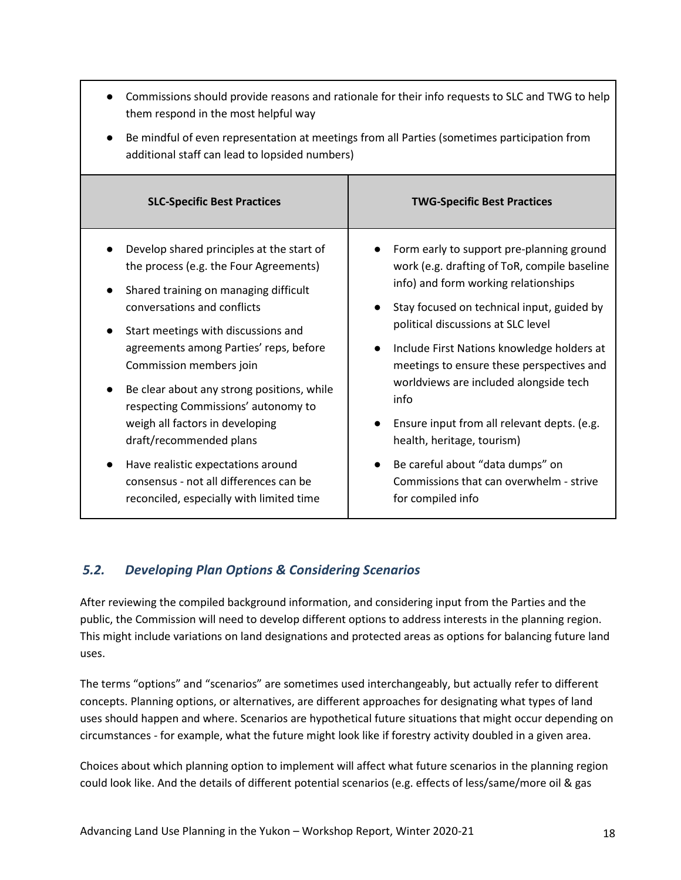- Commissions should provide reasons and rationale for their info requests to SLC and TWG to help them respond in the most helpful way
- Be mindful of even representation at meetings from all Parties (sometimes participation from additional staff can lead to lopsided numbers)

| SLC-Specific Best Practices | TWG-Specific Best Practices |
| --- | --- |
| • Develop shared principles at the start of the process (e.g. the Four Agreements)<br>• Shared training on managing difficult conversations and conflicts<br>• Start meetings with discussions and agreements among Parties' reps, before Commission members join<br>• Be clear about any strong positions, while respecting Commissions' autonomy to weigh all factors in developing draft/recommended plans<br>• Have realistic expectations around consensus - not all differences can be reconciled, especially with limited time | • Form early to support pre-planning ground work (e.g. drafting of ToR, compile baseline info) and form working relationships<br>• Stay focused on technical input, guided by political discussions at SLC level<br>• Include First Nations knowledge holders at meetings to ensure these perspectives and worldviews are included alongside tech info<br>• Ensure input from all relevant depts. (e.g. health, heritage, tourism)<br>• Be careful about "data dumps" on Commissions that can overwhelm - strive for compiled info |

## *5.2. Developing Plan Options & Considering Scenarios*

After reviewing the compiled background information, and considering input from the Parties and the public, the Commission will need to develop different options to address interests in the planning region. This might include variations on land designations and protected areas as options for balancing future land uses.

The terms "options" and "scenarios" are sometimes used interchangeably, but actually refer to different concepts. Planning options, or alternatives, are different approaches for designating what types of land uses should happen and where. Scenarios are hypothetical future situations that might occur depending on circumstances - for example, what the future might look like if forestry activity doubled in a given area.

Choices about which planning option to implement will affect what future scenarios in the planning region could look like. And the details of different potential scenarios (e.g. effects of less/same/more oil & gas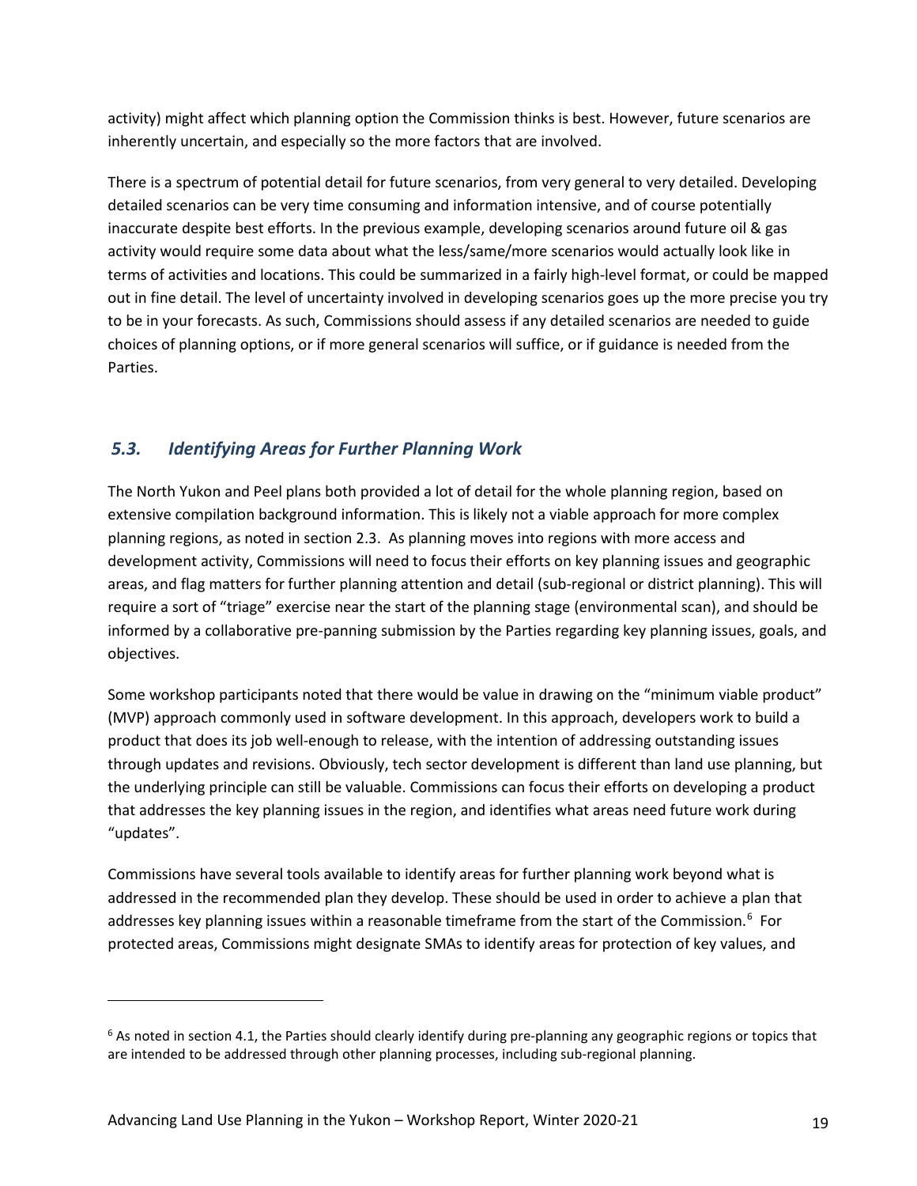activity) might affect which planning option the Commission thinks is best. However, future scenarios are inherently uncertain, and especially so the more factors that are involved.

There is a spectrum of potential detail for future scenarios, from very general to very detailed. Developing detailed scenarios can be very time consuming and information intensive, and of course potentially inaccurate despite best efforts. In the previous example, developing scenarios around future oil & gas activity would require some data about what the less/same/more scenarios would actually look like in terms of activities and locations. This could be summarized in a fairly high-level format, or could be mapped out in fine detail. The level of uncertainty involved in developing scenarios goes up the more precise you try to be in your forecasts. As such, Commissions should assess if any detailed scenarios are needed to guide choices of planning options, or if more general scenarios will suffice, or if guidance is needed from the Parties.

## *5.3. Identifying Areas for Further Planning Work*

The North Yukon and Peel plans both provided a lot of detail for the whole planning region, based on extensive compilation background information. This is likely not a viable approach for more complex planning regions, as noted in section 2.3. As planning moves into regions with more access and development activity, Commissions will need to focus their efforts on key planning issues and geographic areas, and flag matters for further planning attention and detail (sub-regional or district planning). This will require a sort of "triage" exercise near the start of the planning stage (environmental scan), and should be informed by a collaborative pre-panning submission by the Parties regarding key planning issues, goals, and objectives.

Some workshop participants noted that there would be value in drawing on the "minimum viable product" (MVP) approach commonly used in software development. In this approach, developers work to build a product that does its job well-enough to release, with the intention of addressing outstanding issues through updates and revisions. Obviously, tech sector development is different than land use planning, but the underlying principle can still be valuable. Commissions can focus their efforts on developing a product that addresses the key planning issues in the region, and identifies what areas need future work during "updates".

Commissions have several tools available to identify areas for further planning work beyond what is addressed in the recommended plan they develop. These should be used in order to achieve a plan that addresses key planning issues within a reasonable timeframe from the start of the Commission.[6] For protected areas, Commissions might designate SMAs to identify areas for protection of key values, and

[6] As noted in section 4.1, the Parties should clearly identify during pre-planning any geographic regions or topics that are intended to be addressed through other planning processes, including sub-regional planning.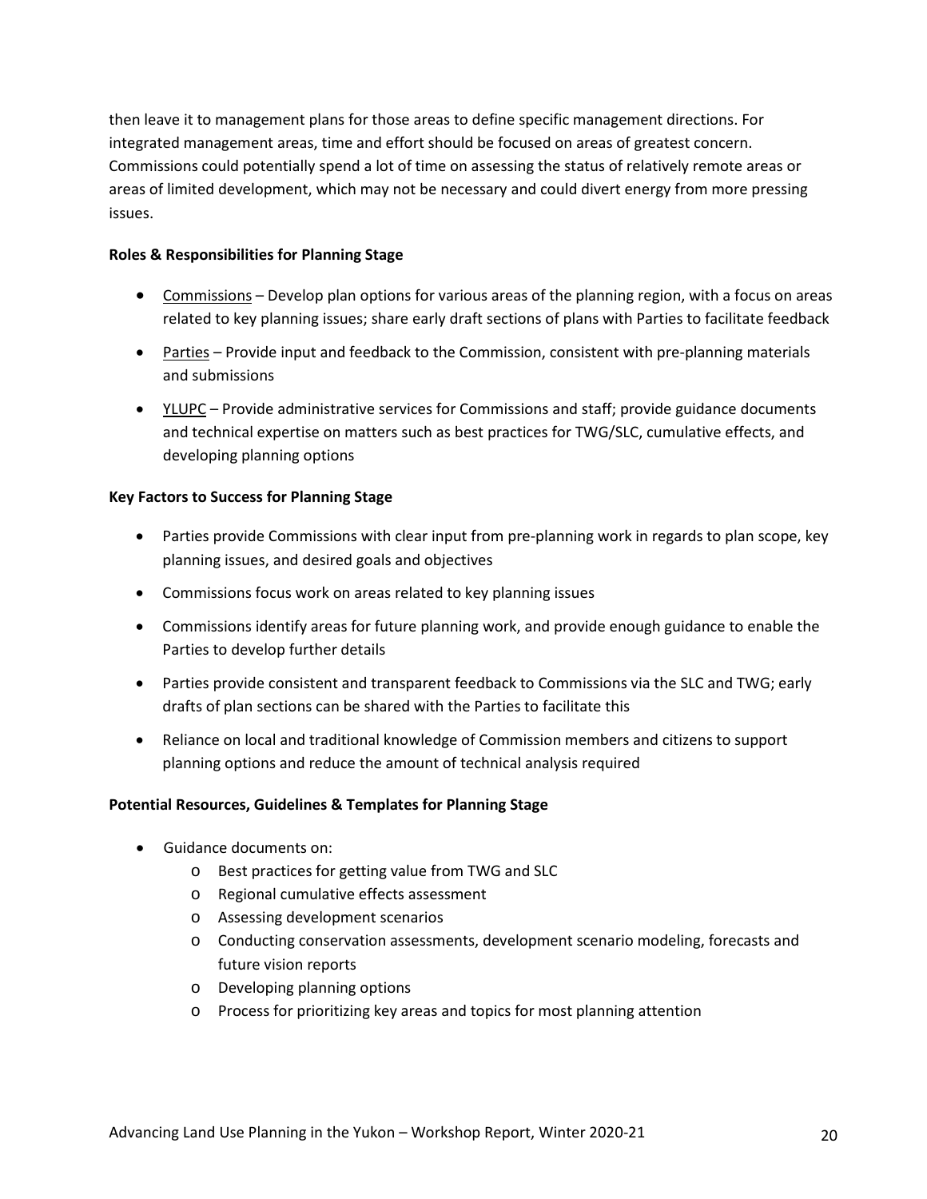then leave it to management plans for those areas to define specific management directions. For integrated management areas, time and effort should be focused on areas of greatest concern. Commissions could potentially spend a lot of time on assessing the status of relatively remote areas or areas of limited development, which may not be necessary and could divert energy from more pressing issues.

**Roles & Responsibilities for Planning Stage**

- Commissions – Develop plan options for various areas of the planning region, with a focus on areas related to key planning issues; share early draft sections of plans with Parties to facilitate feedback
- Parties – Provide input and feedback to the Commission, consistent with pre-planning materials and submissions
- YLUPC – Provide administrative services for Commissions and staff; provide guidance documents and technical expertise on matters such as best practices for TWG/SLC, cumulative effects, and developing planning options

**Key Factors to Success for Planning Stage**

- Parties provide Commissions with clear input from pre-planning work in regards to plan scope, key planning issues, and desired goals and objectives
- Commissions focus work on areas related to key planning issues
- Commissions identify areas for future planning work, and provide enough guidance to enable the Parties to develop further details
- Parties provide consistent and transparent feedback to Commissions via the SLC and TWG; early drafts of plan sections can be shared with the Parties to facilitate this
- Reliance on local and traditional knowledge of Commission members and citizens to support planning options and reduce the amount of technical analysis required

**Potential Resources, Guidelines & Templates for Planning Stage**

- Guidance documents on:
  - Best practices for getting value from TWG and SLC
  - Regional cumulative effects assessment
  - Assessing development scenarios
  - Conducting conservation assessments, development scenario modeling, forecasts and future vision reports
  - Developing planning options
  - Process for prioritizing key areas and topics for most planning attention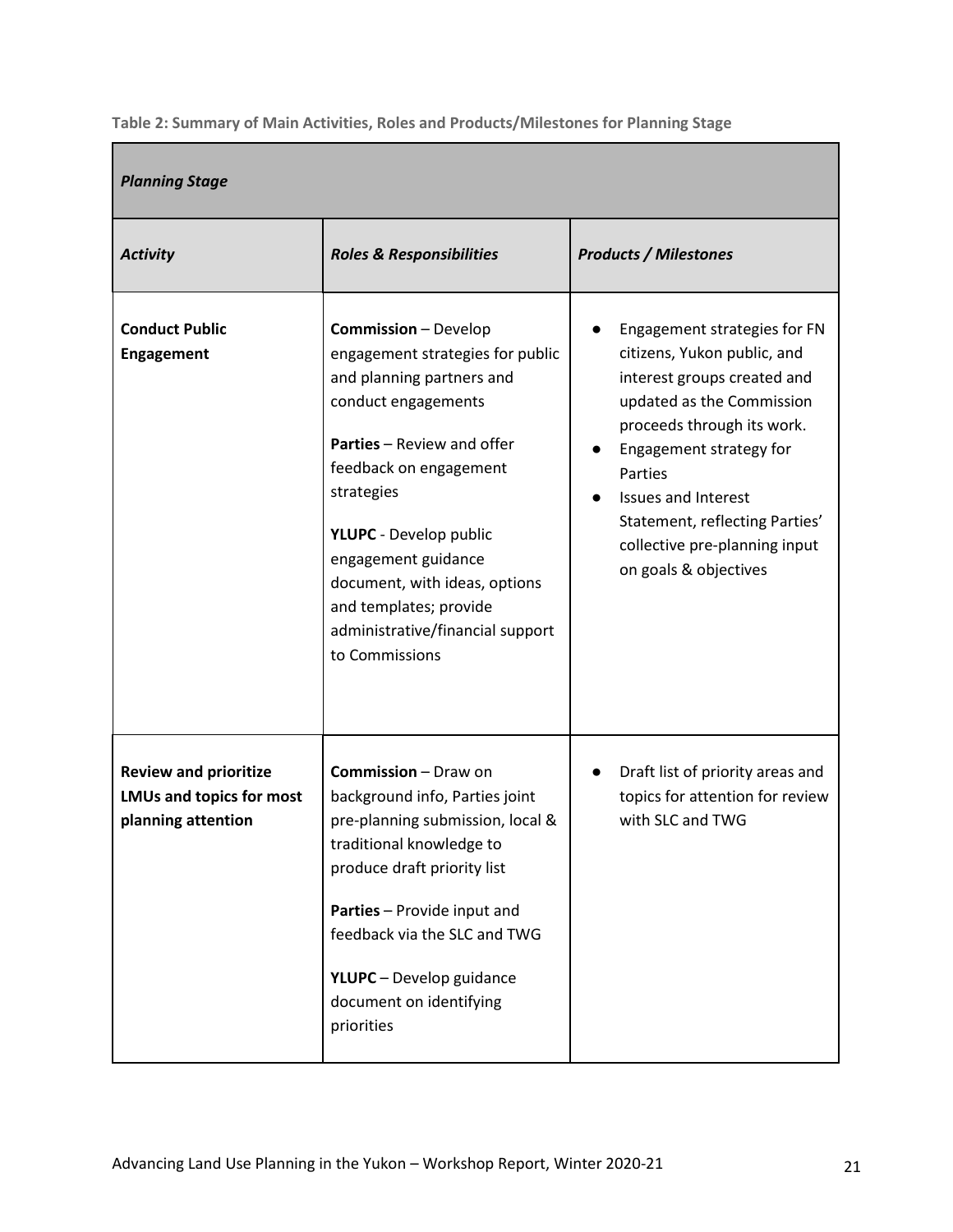**Table 2: Summary of Main Activities, Roles and Products/Milestones for Planning Stage**

| *Planning Stage* | | |
|---|---|---|
| ***Activity*** | ***Roles & Responsibilities*** | ***Products / Milestones*** |
| **Conduct Public Engagement** | **Commission** – Develop engagement strategies for public and planning partners and conduct engagements<br><br>**Parties** – Review and offer feedback on engagement strategies<br><br>**YLUPC** - Develop public engagement guidance document, with ideas, options and templates; provide administrative/financial support to Commissions | ● Engagement strategies for FN citizens, Yukon public, and interest groups created and updated as the Commission proceeds through its work.<br>● Engagement strategy for Parties<br>● Issues and Interest Statement, reflecting Parties' collective pre-planning input on goals & objectives |
| **Review and prioritize LMUs and topics for most planning attention** | **Commission** – Draw on background info, Parties joint pre-planning submission, local & traditional knowledge to produce draft priority list<br><br>**Parties** – Provide input and feedback via the SLC and TWG<br><br>**YLUPC** – Develop guidance document on identifying priorities | ● Draft list of priority areas and topics for attention for review with SLC and TWG |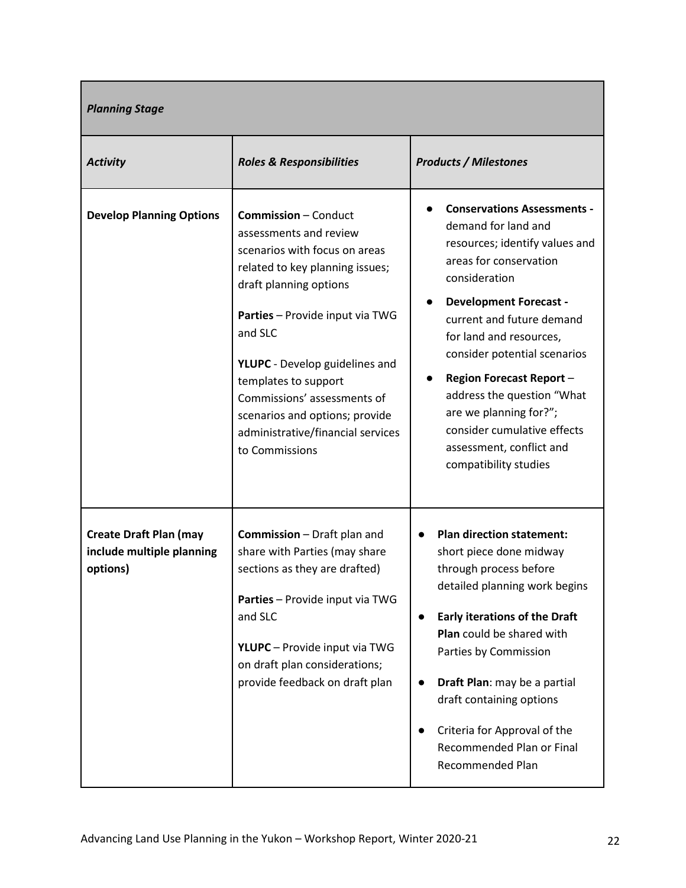| *Planning Stage* | | |
|---|---|---|
| ***Activity*** | ***Roles & Responsibilities*** | ***Products / Milestones*** |
| **Develop Planning Options** | **Commission** – Conduct assessments and review scenarios with focus on areas related to key planning issues; draft planning options<br><br>**Parties** – Provide input via TWG and SLC<br><br>**YLUPC** - Develop guidelines and templates to support Commissions' assessments of scenarios and options; provide administrative/financial services to Commissions | • **Conservations Assessments -** demand for land and resources; identify values and areas for conservation consideration<br>• **Development Forecast -** current and future demand for land and resources, consider potential scenarios<br>• **Region Forecast Report** – address the question "What are we planning for?"; consider cumulative effects assessment, conflict and compatibility studies |
| **Create Draft Plan (may include multiple planning options)** | **Commission** – Draft plan and share with Parties (may share sections as they are drafted)<br><br>**Parties** – Provide input via TWG and SLC<br><br>**YLUPC** – Provide input via TWG on draft plan considerations; provide feedback on draft plan | • **Plan direction statement:** short piece done midway through process before detailed planning work begins<br>• **Early iterations of the Draft Plan** could be shared with Parties by Commission<br>• **Draft Plan**: may be a partial draft containing options<br>• Criteria for Approval of the Recommended Plan or Final Recommended Plan |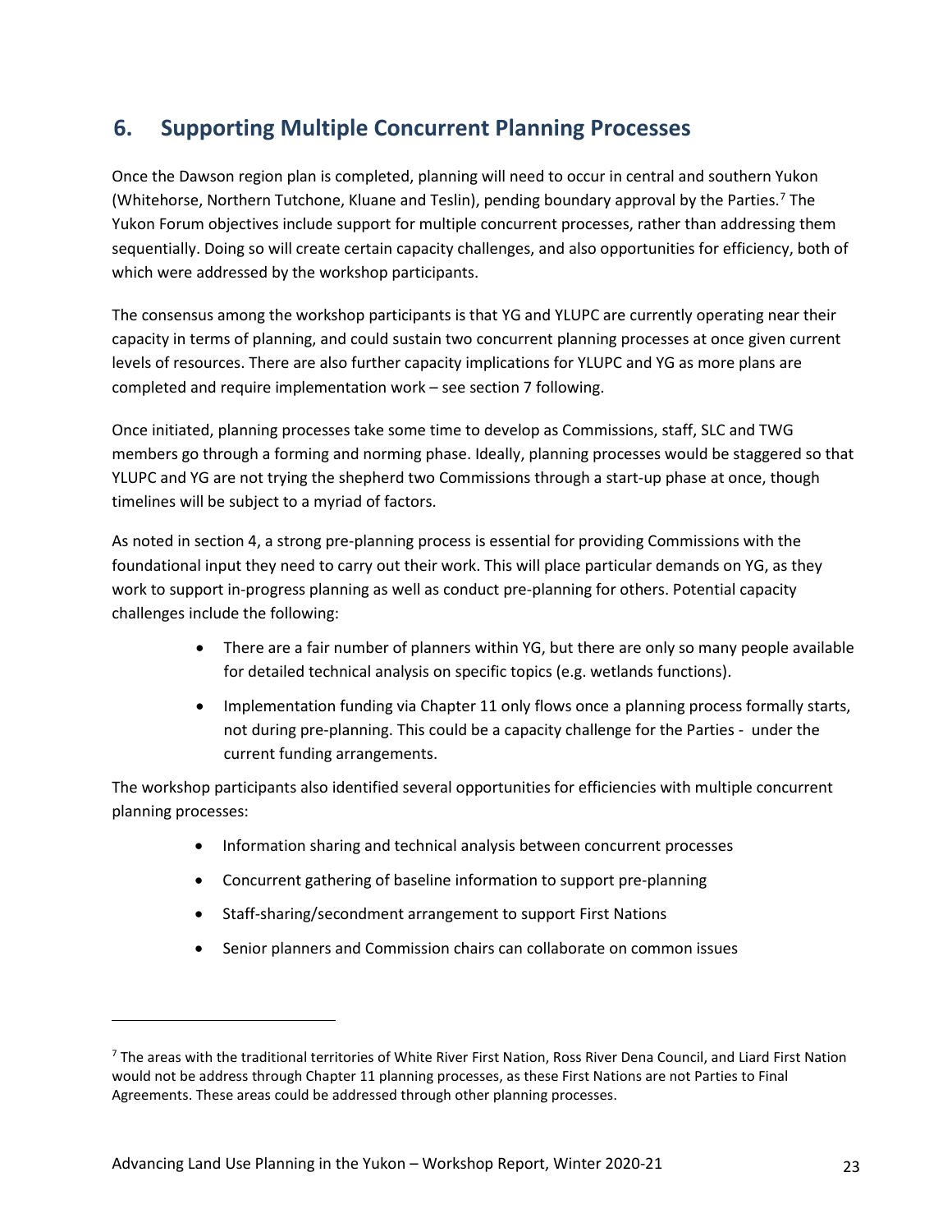## 6. Supporting Multiple Concurrent Planning Processes

Once the Dawson region plan is completed, planning will need to occur in central and southern Yukon (Whitehorse, Northern Tutchone, Kluane and Teslin), pending boundary approval by the Parties.[7] The Yukon Forum objectives include support for multiple concurrent processes, rather than addressing them sequentially. Doing so will create certain capacity challenges, and also opportunities for efficiency, both of which were addressed by the workshop participants.

The consensus among the workshop participants is that YG and YLUPC are currently operating near their capacity in terms of planning, and could sustain two concurrent planning processes at once given current levels of resources. There are also further capacity implications for YLUPC and YG as more plans are completed and require implementation work – see section 7 following.

Once initiated, planning processes take some time to develop as Commissions, staff, SLC and TWG members go through a forming and norming phase. Ideally, planning processes would be staggered so that YLUPC and YG are not trying the shepherd two Commissions through a start-up phase at once, though timelines will be subject to a myriad of factors.

As noted in section 4, a strong pre-planning process is essential for providing Commissions with the foundational input they need to carry out their work. This will place particular demands on YG, as they work to support in-progress planning as well as conduct pre-planning for others. Potential capacity challenges include the following:

- There are a fair number of planners within YG, but there are only so many people available for detailed technical analysis on specific topics (e.g. wetlands functions).
- Implementation funding via Chapter 11 only flows once a planning process formally starts, not during pre-planning. This could be a capacity challenge for the Parties - under the current funding arrangements.

The workshop participants also identified several opportunities for efficiencies with multiple concurrent planning processes:

- Information sharing and technical analysis between concurrent processes
- Concurrent gathering of baseline information to support pre-planning
- Staff-sharing/secondment arrangement to support First Nations
- Senior planners and Commission chairs can collaborate on common issues

---

[7] The areas with the traditional territories of White River First Nation, Ross River Dena Council, and Liard First Nation would not be address through Chapter 11 planning processes, as these First Nations are not Parties to Final Agreements. These areas could be addressed through other planning processes.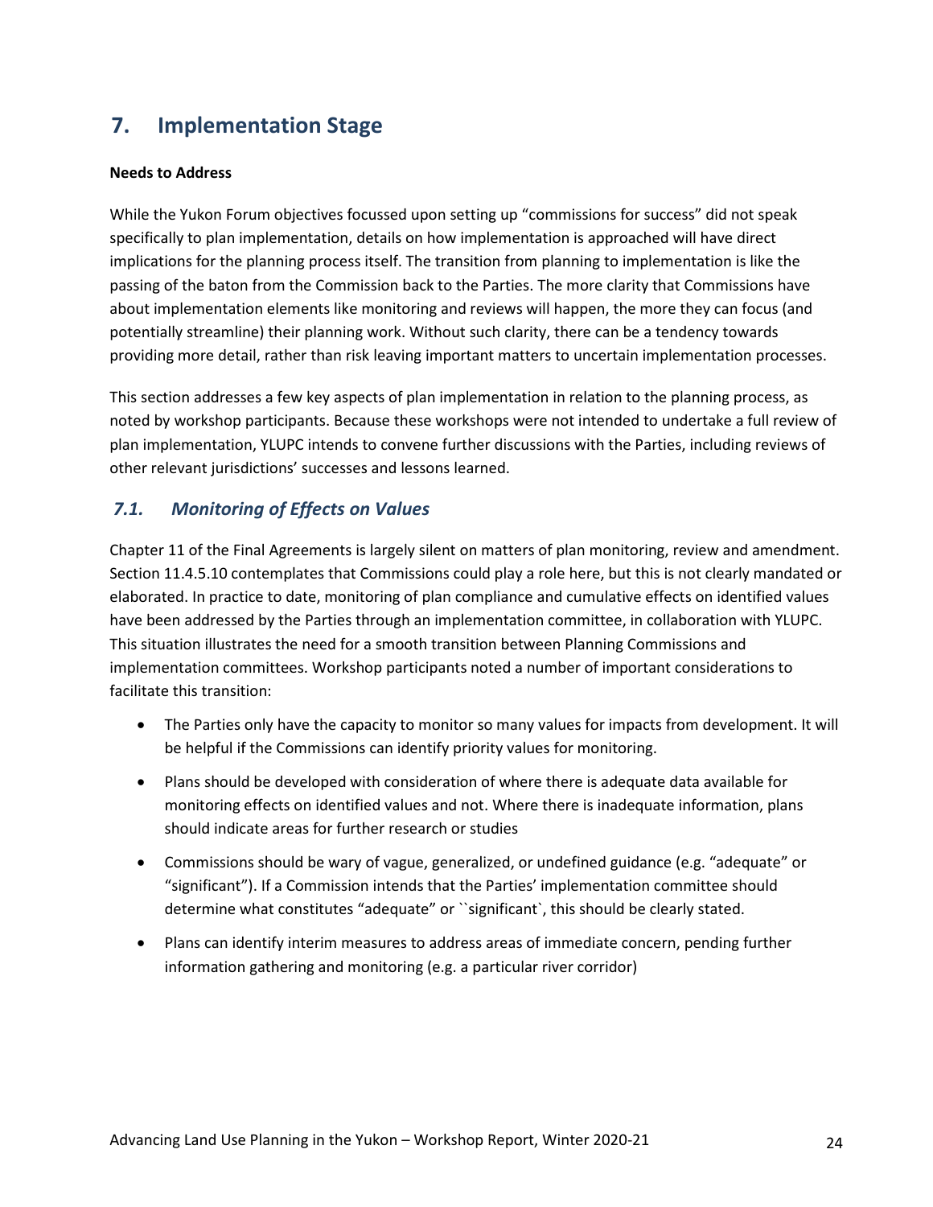## 7. Implementation Stage

**Needs to Address**

While the Yukon Forum objectives focussed upon setting up "commissions for success" did not speak specifically to plan implementation, details on how implementation is approached will have direct implications for the planning process itself. The transition from planning to implementation is like the passing of the baton from the Commission back to the Parties. The more clarity that Commissions have about implementation elements like monitoring and reviews will happen, the more they can focus (and potentially streamline) their planning work. Without such clarity, there can be a tendency towards providing more detail, rather than risk leaving important matters to uncertain implementation processes.

This section addresses a few key aspects of plan implementation in relation to the planning process, as noted by workshop participants. Because these workshops were not intended to undertake a full review of plan implementation, YLUPC intends to convene further discussions with the Parties, including reviews of other relevant jurisdictions' successes and lessons learned.

### *7.1. Monitoring of Effects on Values*

Chapter 11 of the Final Agreements is largely silent on matters of plan monitoring, review and amendment. Section 11.4.5.10 contemplates that Commissions could play a role here, but this is not clearly mandated or elaborated. In practice to date, monitoring of plan compliance and cumulative effects on identified values have been addressed by the Parties through an implementation committee, in collaboration with YLUPC. This situation illustrates the need for a smooth transition between Planning Commissions and implementation committees. Workshop participants noted a number of important considerations to facilitate this transition:

- The Parties only have the capacity to monitor so many values for impacts from development. It will be helpful if the Commissions can identify priority values for monitoring.
- Plans should be developed with consideration of where there is adequate data available for monitoring effects on identified values and not. Where there is inadequate information, plans should indicate areas for further research or studies
- Commissions should be wary of vague, generalized, or undefined guidance (e.g. "adequate" or "significant"). If a Commission intends that the Parties' implementation committee should determine what constitutes "adequate" or ``significant`, this should be clearly stated.
- Plans can identify interim measures to address areas of immediate concern, pending further information gathering and monitoring (e.g. a particular river corridor)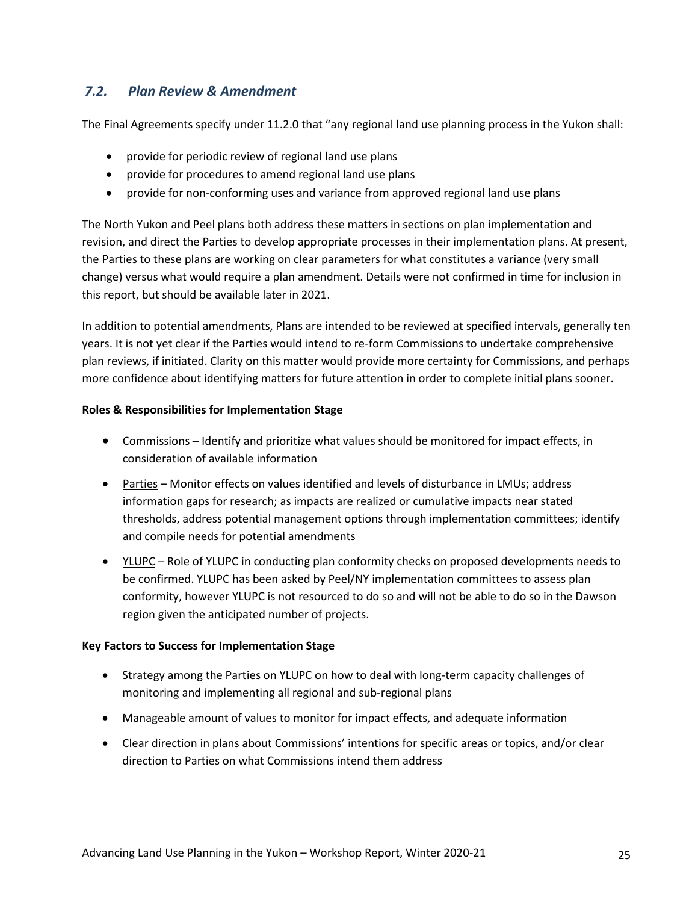## *7.2. Plan Review & Amendment*

The Final Agreements specify under 11.2.0 that "any regional land use planning process in the Yukon shall:

- provide for periodic review of regional land use plans
- provide for procedures to amend regional land use plans
- provide for non-conforming uses and variance from approved regional land use plans

The North Yukon and Peel plans both address these matters in sections on plan implementation and revision, and direct the Parties to develop appropriate processes in their implementation plans. At present, the Parties to these plans are working on clear parameters for what constitutes a variance (very small change) versus what would require a plan amendment. Details were not confirmed in time for inclusion in this report, but should be available later in 2021.

In addition to potential amendments, Plans are intended to be reviewed at specified intervals, generally ten years. It is not yet clear if the Parties would intend to re-form Commissions to undertake comprehensive plan reviews, if initiated. Clarity on this matter would provide more certainty for Commissions, and perhaps more confidence about identifying matters for future attention in order to complete initial plans sooner.

**Roles & Responsibilities for Implementation Stage**

- Commissions – Identify and prioritize what values should be monitored for impact effects, in consideration of available information
- Parties – Monitor effects on values identified and levels of disturbance in LMUs; address information gaps for research; as impacts are realized or cumulative impacts near stated thresholds, address potential management options through implementation committees; identify and compile needs for potential amendments
- YLUPC – Role of YLUPC in conducting plan conformity checks on proposed developments needs to be confirmed. YLUPC has been asked by Peel/NY implementation committees to assess plan conformity, however YLUPC is not resourced to do so and will not be able to do so in the Dawson region given the anticipated number of projects.

**Key Factors to Success for Implementation Stage**

- Strategy among the Parties on YLUPC on how to deal with long-term capacity challenges of monitoring and implementing all regional and sub-regional plans
- Manageable amount of values to monitor for impact effects, and adequate information
- Clear direction in plans about Commissions' intentions for specific areas or topics, and/or clear direction to Parties on what Commissions intend them address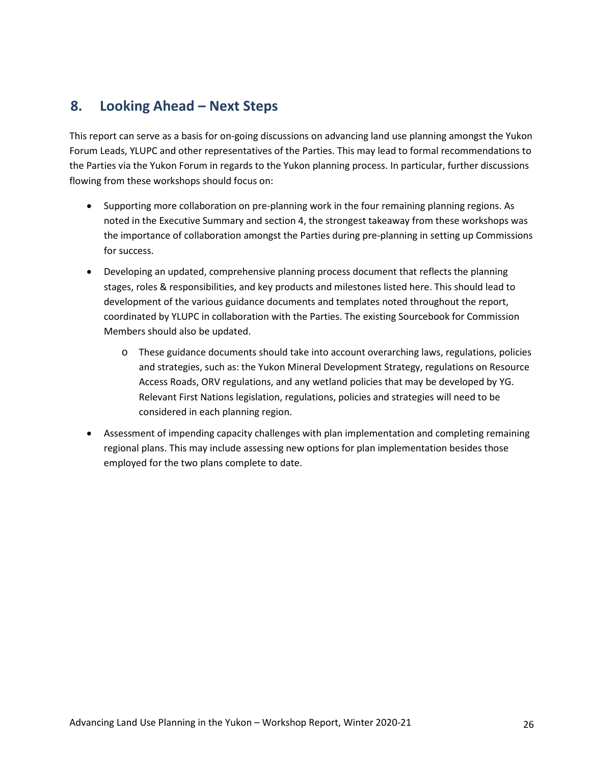## 8. Looking Ahead – Next Steps

This report can serve as a basis for on-going discussions on advancing land use planning amongst the Yukon Forum Leads, YLUPC and other representatives of the Parties. This may lead to formal recommendations to the Parties via the Yukon Forum in regards to the Yukon planning process. In particular, further discussions flowing from these workshops should focus on:

- Supporting more collaboration on pre-planning work in the four remaining planning regions. As noted in the Executive Summary and section 4, the strongest takeaway from these workshops was the importance of collaboration amongst the Parties during pre-planning in setting up Commissions for success.
- Developing an updated, comprehensive planning process document that reflects the planning stages, roles & responsibilities, and key products and milestones listed here. This should lead to development of the various guidance documents and templates noted throughout the report, coordinated by YLUPC in collaboration with the Parties. The existing Sourcebook for Commission Members should also be updated.
  - These guidance documents should take into account overarching laws, regulations, policies and strategies, such as: the Yukon Mineral Development Strategy, regulations on Resource Access Roads, ORV regulations, and any wetland policies that may be developed by YG. Relevant First Nations legislation, regulations, policies and strategies will need to be considered in each planning region.
- Assessment of impending capacity challenges with plan implementation and completing remaining regional plans. This may include assessing new options for plan implementation besides those employed for the two plans complete to date.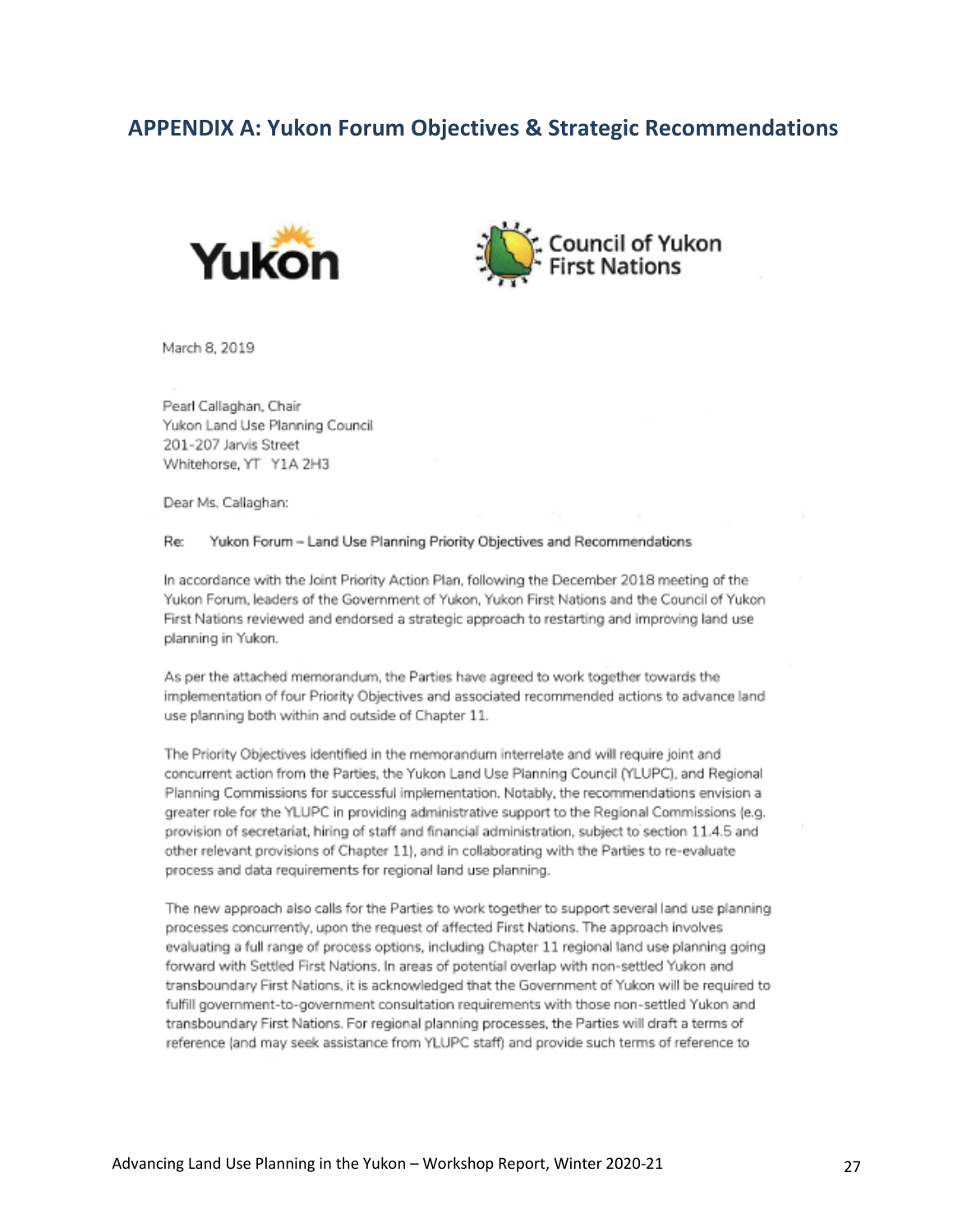## APPENDIX A: Yukon Forum Objectives & Strategic Recommendations

Yukon

Council of Yukon First Nations

March 8, 2019

Pearl Callaghan, Chair
Yukon Land Use Planning Council
201-207 Jarvis Street
Whitehorse, YT Y1A 2H3

Dear Ms. Callaghan:

Re: Yukon Forum – Land Use Planning Priority Objectives and Recommendations

In accordance with the Joint Priority Action Plan, following the December 2018 meeting of the Yukon Forum, leaders of the Government of Yukon, Yukon First Nations and the Council of Yukon First Nations reviewed and endorsed a strategic approach to restarting and improving land use planning in Yukon.

As per the attached memorandum, the Parties have agreed to work together towards the implementation of four Priority Objectives and associated recommended actions to advance land use planning both within and outside of Chapter 11.

The Priority Objectives identified in the memorandum interrelate and will require joint and concurrent action from the Parties, the Yukon Land Use Planning Council (YLUPC), and Regional Planning Commissions for successful implementation. Notably, the recommendations envision a greater role for the YLUPC in providing administrative support to the Regional Commissions (e.g. provision of secretariat, hiring of staff and financial administration, subject to section 11.4.5 and other relevant provisions of Chapter 11), and in collaborating with the Parties to re-evaluate process and data requirements for regional land use planning.

The new approach also calls for the Parties to work together to support several land use planning processes concurrently, upon the request of affected First Nations. The approach involves evaluating a full range of process options, including Chapter 11 regional land use planning going forward with Settled First Nations. In areas of potential overlap with non-settled Yukon and transboundary First Nations, it is acknowledged that the Government of Yukon will be required to fulfill government-to-government consultation requirements with those non-settled Yukon and transboundary First Nations. For regional planning processes, the Parties will draft a terms of reference (and may seek assistance from YLUPC staff) and provide such terms of reference to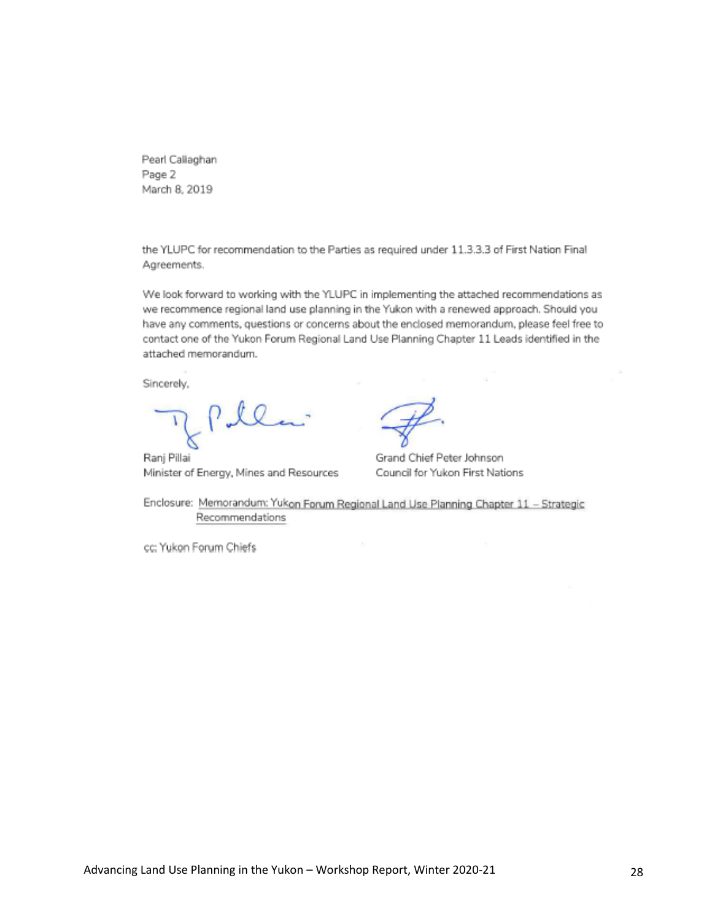Pearl Callaghan
Page 2
March 8, 2019

the YLUPC for recommendation to the Parties as required under 11.3.3.3 of First Nation Final Agreements.

We look forward to working with the YLUPC in implementing the attached recommendations as we recommence regional land use planning in the Yukon with a renewed approach. Should you have any comments, questions or concerns about the enclosed memorandum, please feel free to contact one of the Yukon Forum Regional Land Use Planning Chapter 11 Leads identified in the attached memorandum.

Sincerely,

Ranj Pillai
Minister of Energy, Mines and Resources

Grand Chief Peter Johnson
Council for Yukon First Nations

Enclosure: Memorandum: Yukon Forum Regional Land Use Planning Chapter 11 – Strategic Recommendations

cc: Yukon Forum Chiefs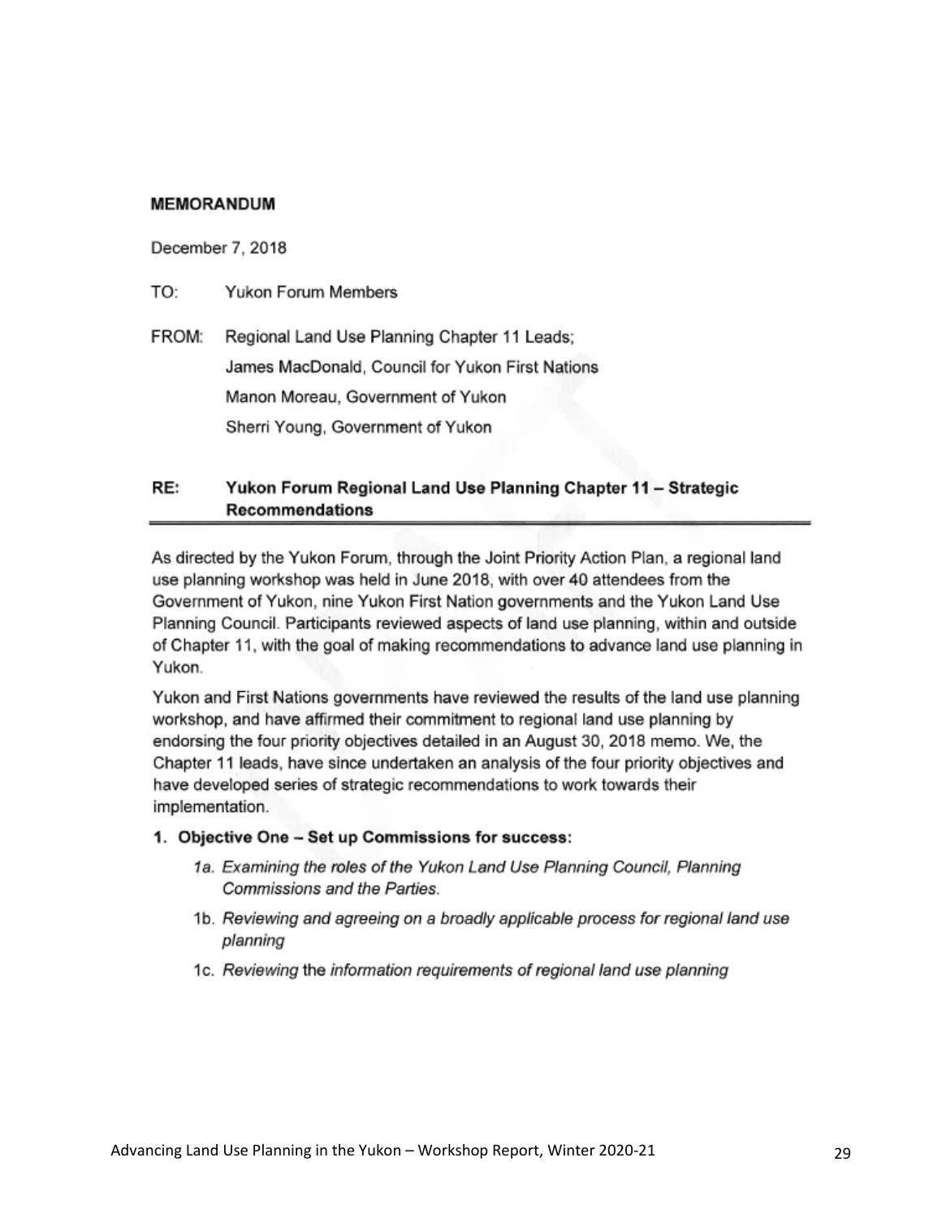**MEMORANDUM**

December 7, 2018

TO: Yukon Forum Members

FROM: Regional Land Use Planning Chapter 11 Leads;
James MacDonald, Council for Yukon First Nations
Manon Moreau, Government of Yukon
Sherri Young, Government of Yukon

**RE: Yukon Forum Regional Land Use Planning Chapter 11 – Strategic Recommendations**

---

As directed by the Yukon Forum, through the Joint Priority Action Plan, a regional land use planning workshop was held in June 2018, with over 40 attendees from the Government of Yukon, nine Yukon First Nation governments and the Yukon Land Use Planning Council. Participants reviewed aspects of land use planning, within and outside of Chapter 11, with the goal of making recommendations to advance land use planning in Yukon.

Yukon and First Nations governments have reviewed the results of the land use planning workshop, and have affirmed their commitment to regional land use planning by endorsing the four priority objectives detailed in an August 30, 2018 memo. We, the Chapter 11 leads, have since undertaken an analysis of the four priority objectives and have developed series of strategic recommendations to work towards their implementation.

1. **Objective One – Set up Commissions for success:**
   - 1a. *Examining the roles of the Yukon Land Use Planning Council, Planning Commissions and the Parties.*
   - 1b. *Reviewing and agreeing on a broadly applicable process for regional land use planning*
   - 1c. *Reviewing* the *information requirements of regional land use planning*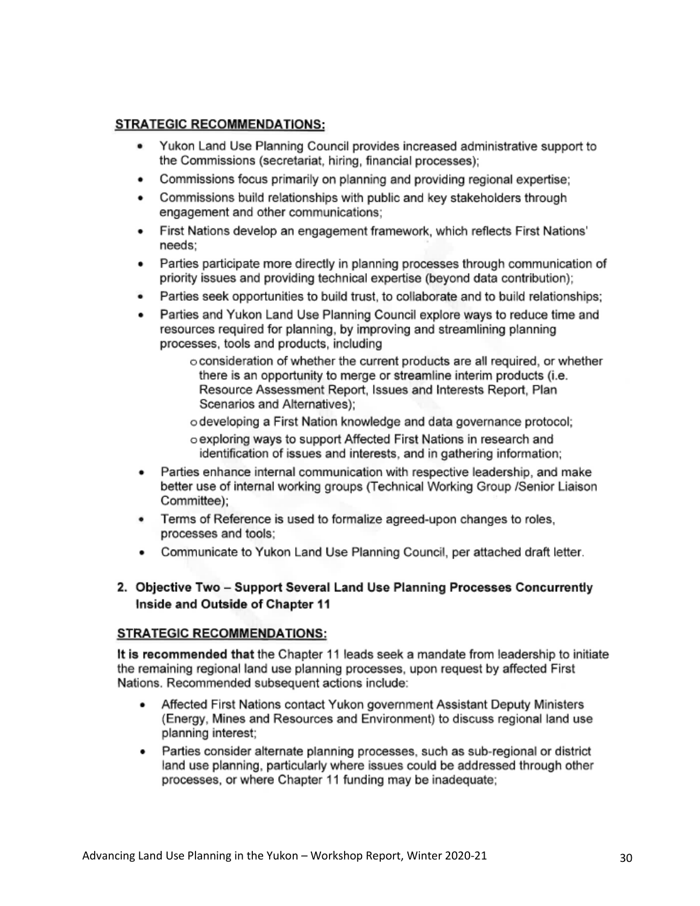**STRATEGIC RECOMMENDATIONS:**

- Yukon Land Use Planning Council provides increased administrative support to the Commissions (secretariat, hiring, financial processes);
- Commissions focus primarily on planning and providing regional expertise;
- Commissions build relationships with public and key stakeholders through engagement and other communications;
- First Nations develop an engagement framework, which reflects First Nations' needs;
- Parties participate more directly in planning processes through communication of priority issues and providing technical expertise (beyond data contribution);
- Parties seek opportunities to build trust, to collaborate and to build relationships;
- Parties and Yukon Land Use Planning Council explore ways to reduce time and resources required for planning, by improving and streamlining planning processes, tools and products, including
    - consideration of whether the current products are all required, or whether there is an opportunity to merge or streamline interim products (i.e. Resource Assessment Report, Issues and Interests Report, Plan Scenarios and Alternatives);
    - developing a First Nation knowledge and data governance protocol;
    - exploring ways to support Affected First Nations in research and identification of issues and interests, and in gathering information;
- Parties enhance internal communication with respective leadership, and make better use of internal working groups (Technical Working Group /Senior Liaison Committee);
- Terms of Reference is used to formalize agreed-upon changes to roles, processes and tools;
- Communicate to Yukon Land Use Planning Council, per attached draft letter.

2. **Objective Two – Support Several Land Use Planning Processes Concurrently Inside and Outside of Chapter 11**

**STRATEGIC RECOMMENDATIONS:**

**It is recommended that** the Chapter 11 leads seek a mandate from leadership to initiate the remaining regional land use planning processes, upon request by affected First Nations. Recommended subsequent actions include:

- Affected First Nations contact Yukon government Assistant Deputy Ministers (Energy, Mines and Resources and Environment) to discuss regional land use planning interest;
- Parties consider alternate planning processes, such as sub-regional or district land use planning, particularly where issues could be addressed through other processes, or where Chapter 11 funding may be inadequate;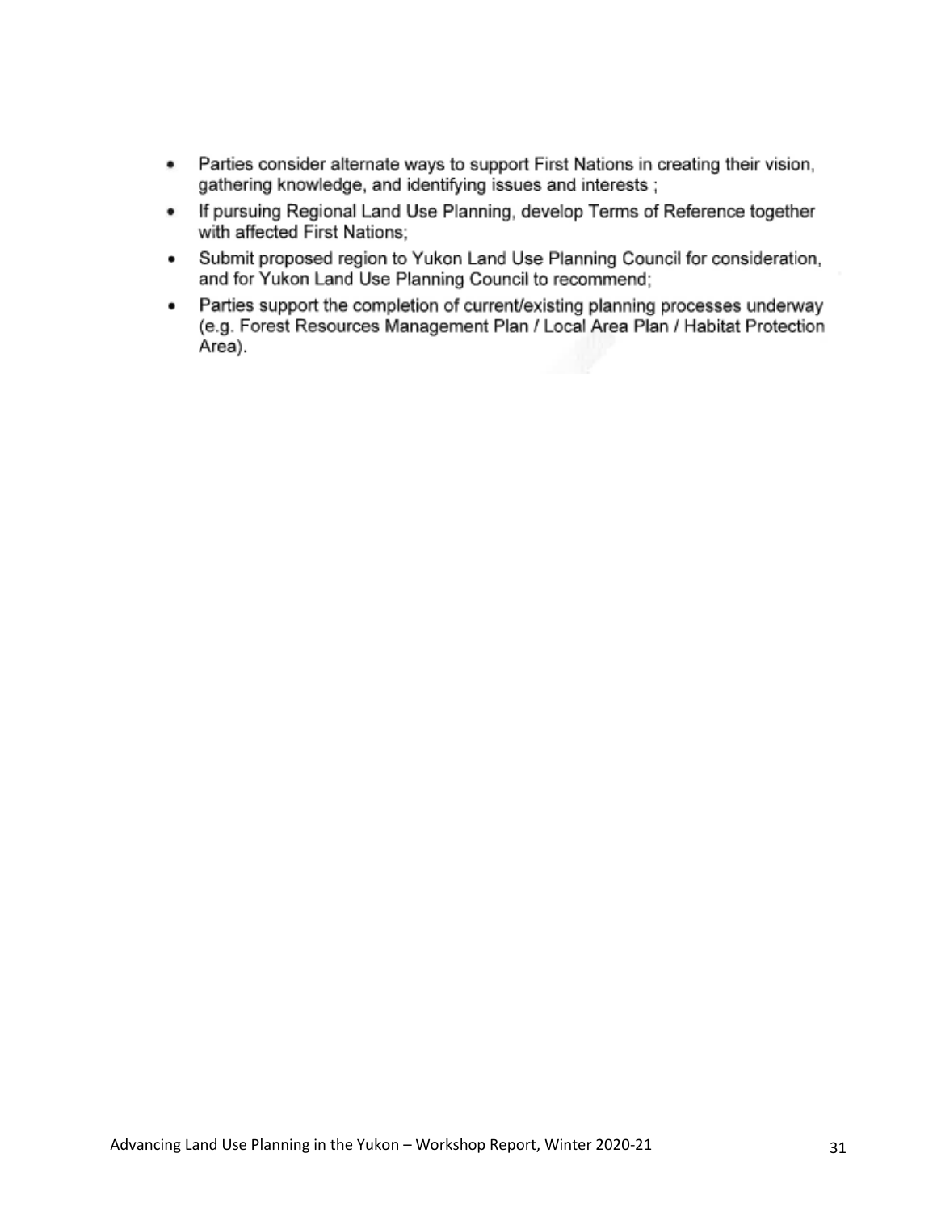- Parties consider alternate ways to support First Nations in creating their vision, gathering knowledge, and identifying issues and interests ;
- If pursuing Regional Land Use Planning, develop Terms of Reference together with affected First Nations;
- Submit proposed region to Yukon Land Use Planning Council for consideration, and for Yukon Land Use Planning Council to recommend;
- Parties support the completion of current/existing planning processes underway (e.g. Forest Resources Management Plan / Local Area Plan / Habitat Protection Area).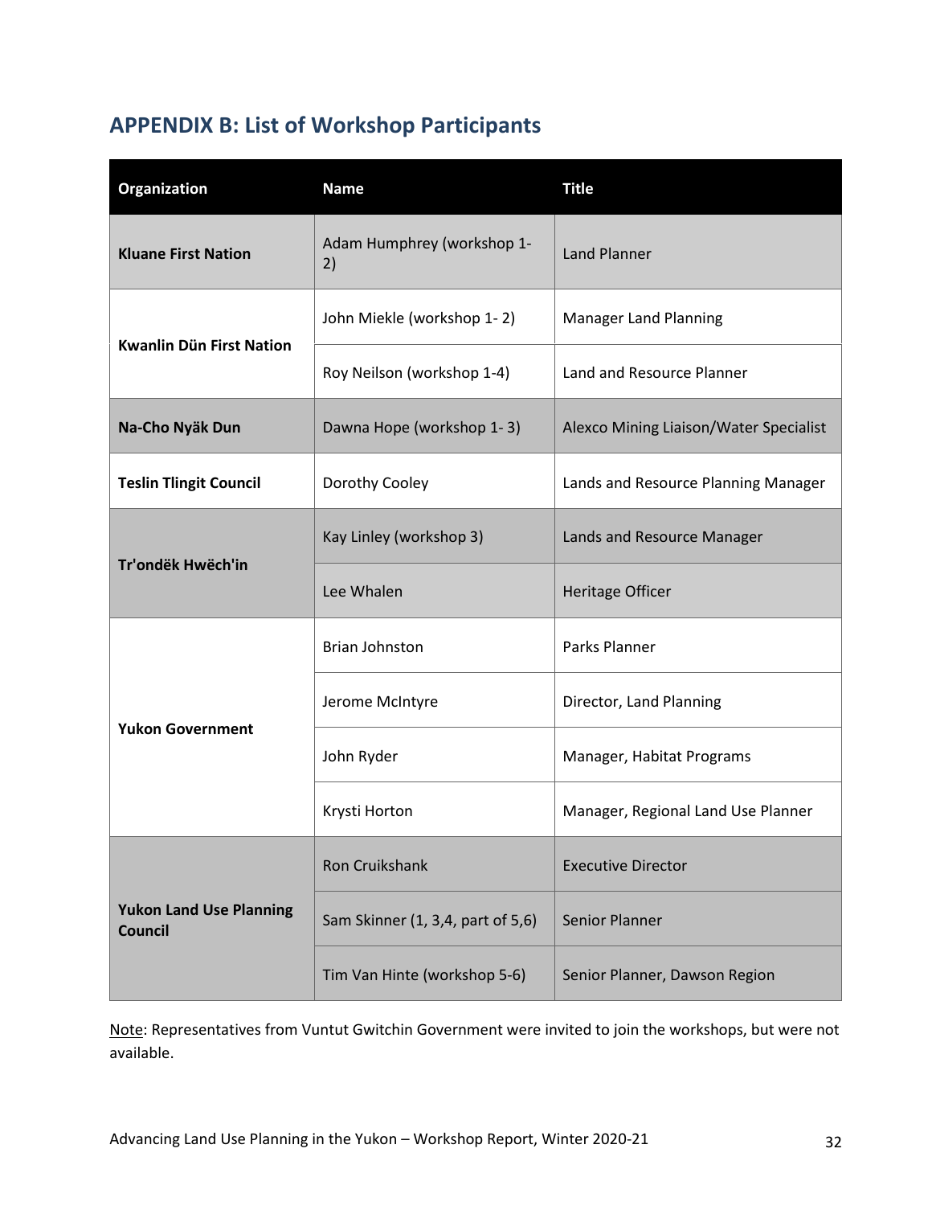## APPENDIX B: List of Workshop Participants

| Organization | Name | Title |
|---|---|---|
| **Kluane First Nation** | Adam Humphrey (workshop 1-2) | Land Planner |
| **Kwanlin Dün First Nation** | John Miekle (workshop 1- 2) | Manager Land Planning |
| | Roy Neilson (workshop 1-4) | Land and Resource Planner |
| **Na-Cho Nyäk Dun** | Dawna Hope (workshop 1- 3) | Alexco Mining Liaison/Water Specialist |
| **Teslin Tlingit Council** | Dorothy Cooley | Lands and Resource Planning Manager |
| **Tr'ondëk Hwëch'in** | Kay Linley (workshop 3) | Lands and Resource Manager |
| | Lee Whalen | Heritage Officer |
| **Yukon Government** | Brian Johnston | Parks Planner |
| | Jerome McIntyre | Director, Land Planning |
| | John Ryder | Manager, Habitat Programs |
| | Krysti Horton | Manager, Regional Land Use Planner |
| **Yukon Land Use Planning Council** | Ron Cruikshank | Executive Director |
| | Sam Skinner (1, 3,4, part of 5,6) | Senior Planner |
| | Tim Van Hinte (workshop 5-6) | Senior Planner, Dawson Region |

Note: Representatives from Vuntut Gwitchin Government were invited to join the workshops, but were not available.